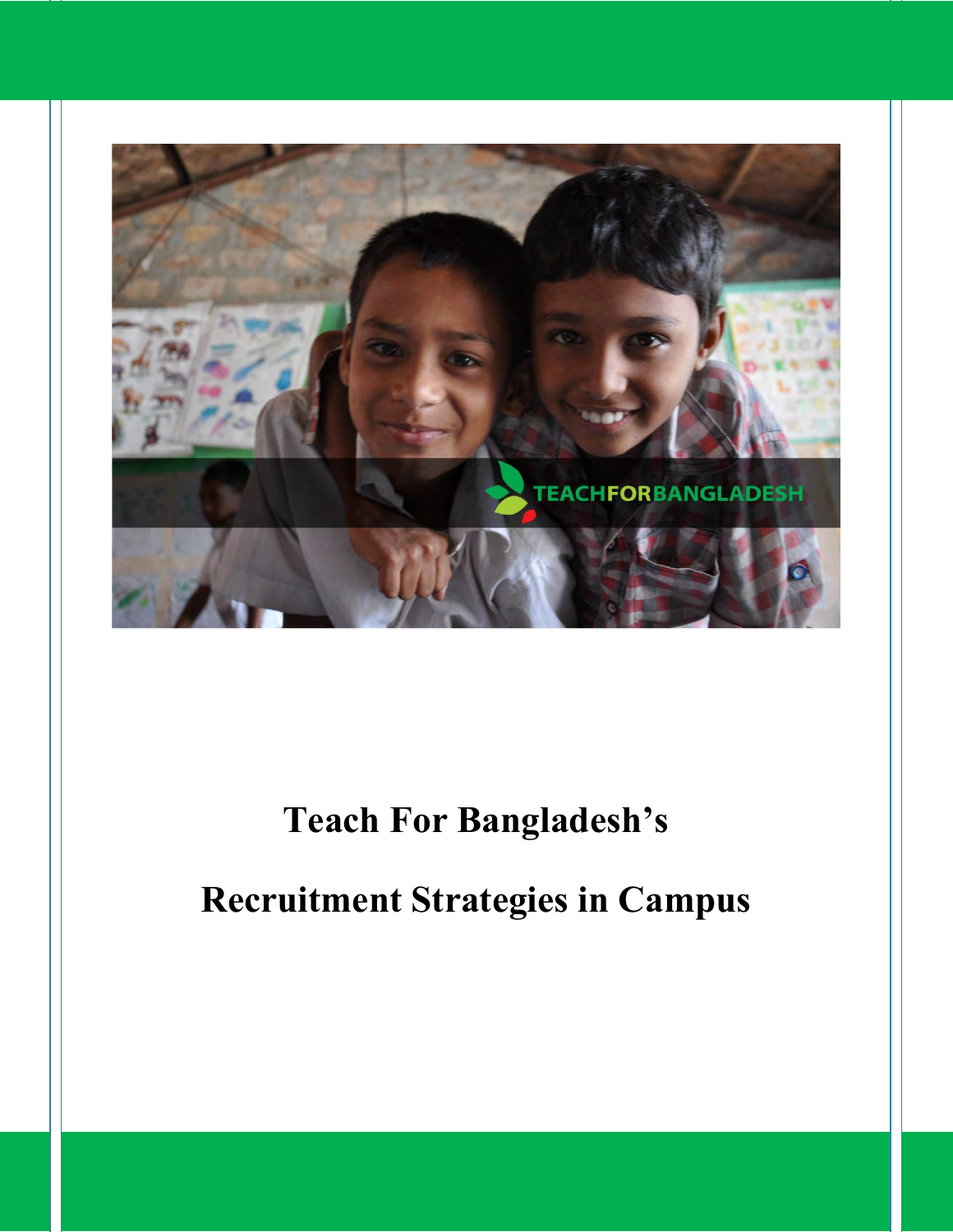# Teach For Bangladesh's

# Recruitment Strategies in Campus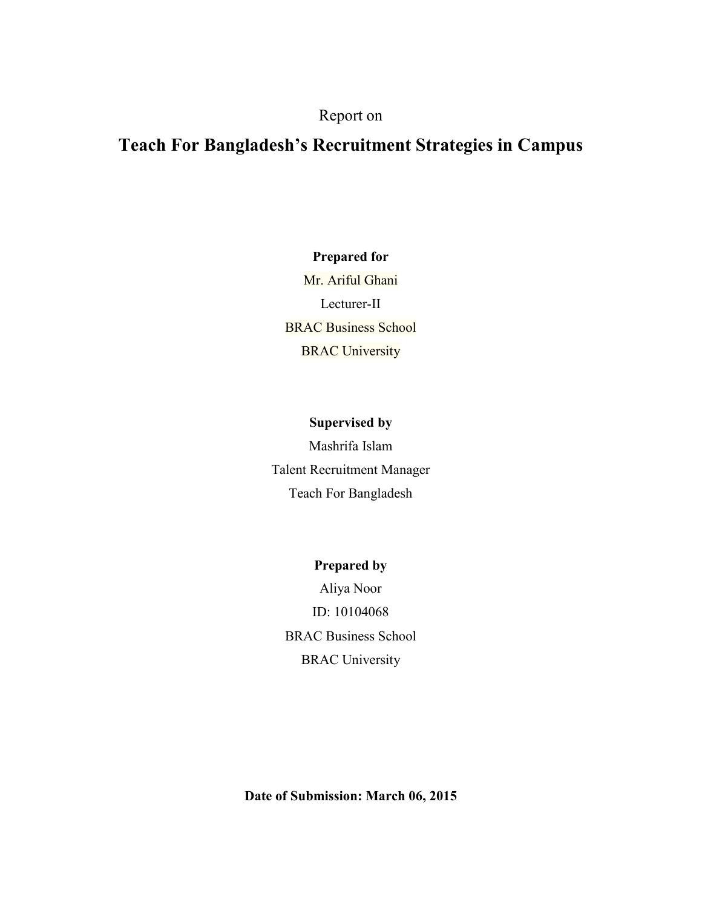Report on

# Teach For Bangladesh's Recruitment Strategies in Campus

**Prepared for**

Mr. Ariful Ghani

Lecturer-II

BRAC Business School

BRAC University

**Supervised by**

Mashrifa Islam

Talent Recruitment Manager

Teach For Bangladesh

**Prepared by**

Aliya Noor

ID: 10104068

BRAC Business School

BRAC University

**Date of Submission: March 06, 2015**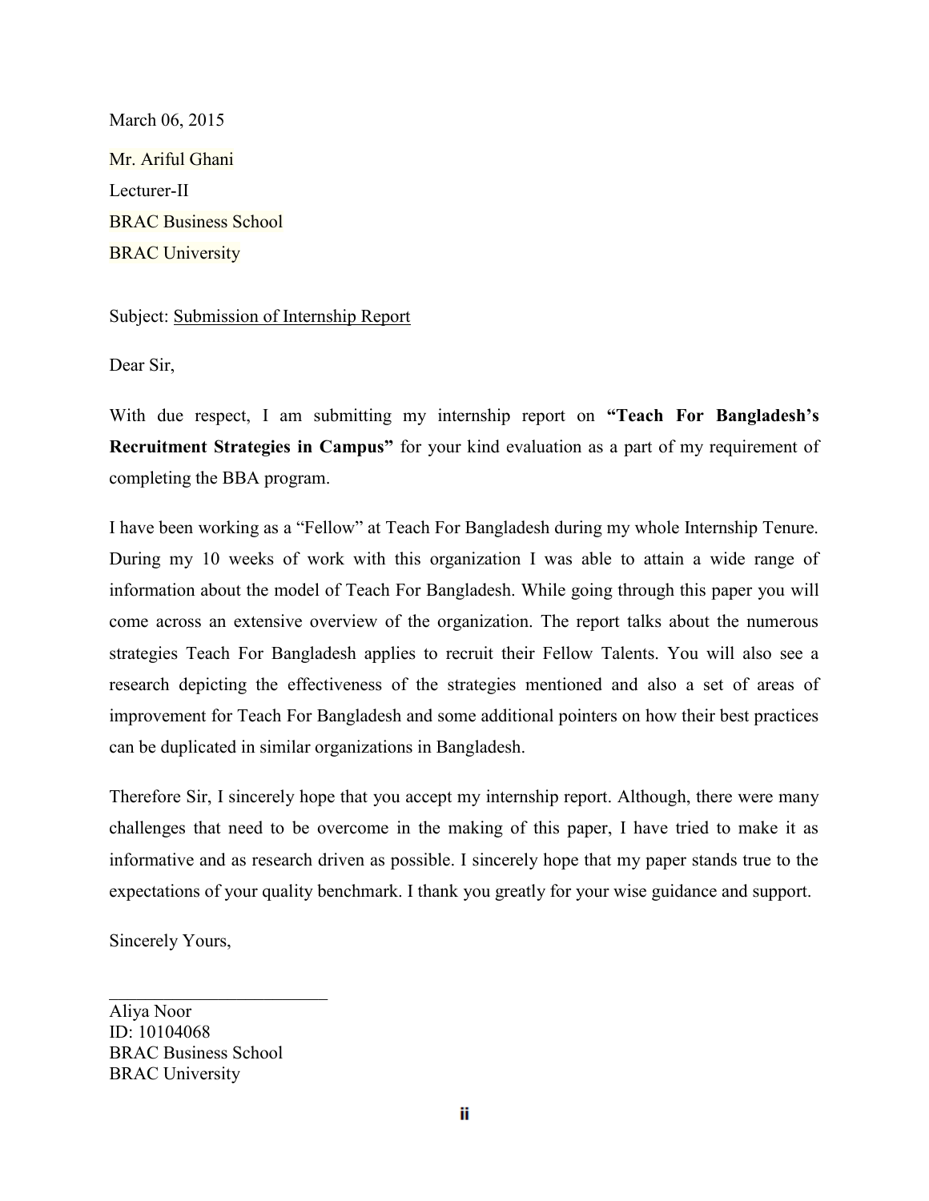March 06, 2015

Mr. Ariful Ghani

Lecturer-II

BRAC Business School

BRAC University

Subject: <u>Submission of Internship Report</u>

Dear Sir,

With due respect, I am submitting my internship report on **"Teach For Bangladesh's Recruitment Strategies in Campus"** for your kind evaluation as a part of my requirement of completing the BBA program.

I have been working as a "Fellow" at Teach For Bangladesh during my whole Internship Tenure. During my 10 weeks of work with this organization I was able to attain a wide range of information about the model of Teach For Bangladesh. While going through this paper you will come across an extensive overview of the organization. The report talks about the numerous strategies Teach For Bangladesh applies to recruit their Fellow Talents. You will also see a research depicting the effectiveness of the strategies mentioned and also a set of areas of improvement for Teach For Bangladesh and some additional pointers on how their best practices can be duplicated in similar organizations in Bangladesh.

Therefore Sir, I sincerely hope that you accept my internship report. Although, there were many challenges that need to be overcome in the making of this paper, I have tried to make it as informative and as research driven as possible. I sincerely hope that my paper stands true to the expectations of your quality benchmark. I thank you greatly for your wise guidance and support.

Sincerely Yours,

\_\_\_\_\_\_\_\_\_\_\_\_\_\_\_\_\_\_\_\_\_\_\_\_

Aliya Noor

ID: 10104068

BRAC Business School

BRAC University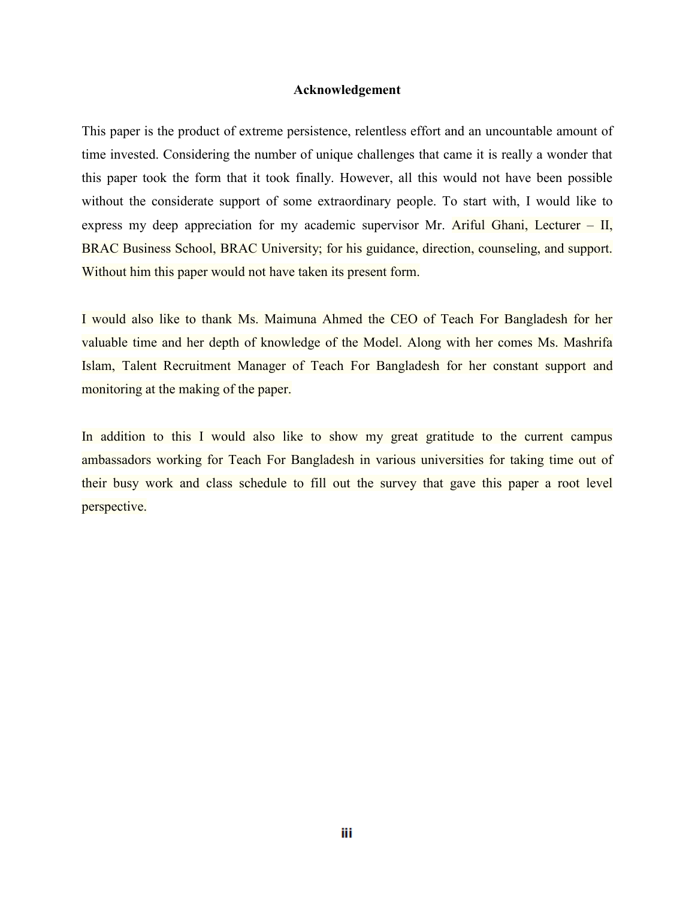# Acknowledgement

This paper is the product of extreme persistence, relentless effort and an uncountable amount of time invested. Considering the number of unique challenges that came it is really a wonder that this paper took the form that it took finally. However, all this would not have been possible without the considerate support of some extraordinary people. To start with, I would like to express my deep appreciation for my academic supervisor Mr. Ariful Ghani, Lecturer – II, BRAC Business School, BRAC University; for his guidance, direction, counseling, and support. Without him this paper would not have taken its present form.

I would also like to thank Ms. Maimuna Ahmed the CEO of Teach For Bangladesh for her valuable time and her depth of knowledge of the Model. Along with her comes Ms. Mashrifa Islam, Talent Recruitment Manager of Teach For Bangladesh for her constant support and monitoring at the making of the paper.

In addition to this I would also like to show my great gratitude to the current campus ambassadors working for Teach For Bangladesh in various universities for taking time out of their busy work and class schedule to fill out the survey that gave this paper a root level perspective.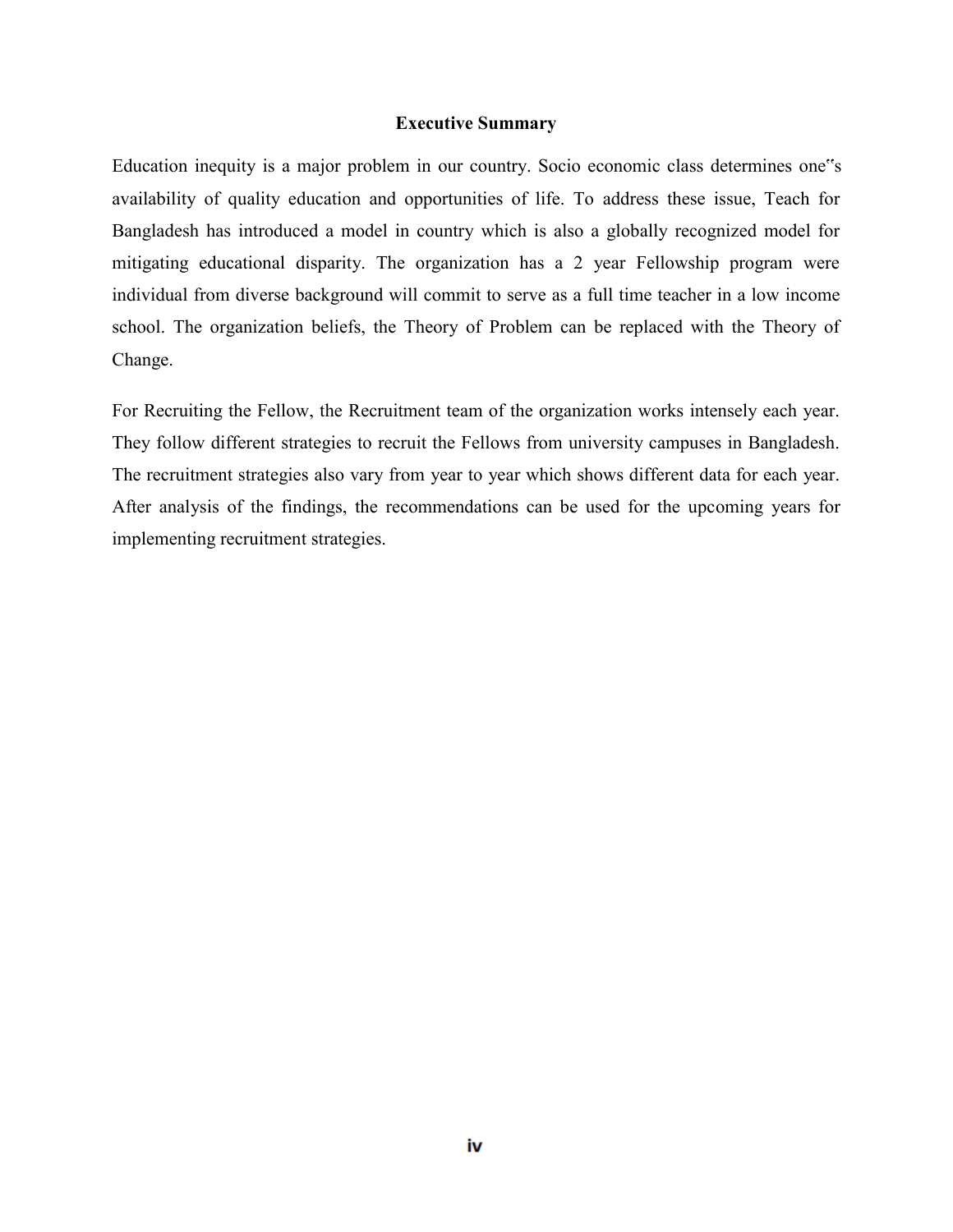## Executive Summary

Education inequity is a major problem in our country. Socio economic class determines one"s availability of quality education and opportunities of life. To address these issue, Teach for Bangladesh has introduced a model in country which is also a globally recognized model for mitigating educational disparity. The organization has a 2 year Fellowship program were individual from diverse background will commit to serve as a full time teacher in a low income school. The organization beliefs, the Theory of Problem can be replaced with the Theory of Change.

For Recruiting the Fellow, the Recruitment team of the organization works intensely each year. They follow different strategies to recruit the Fellows from university campuses in Bangladesh. The recruitment strategies also vary from year to year which shows different data for each year. After analysis of the findings, the recommendations can be used for the upcoming years for implementing recruitment strategies.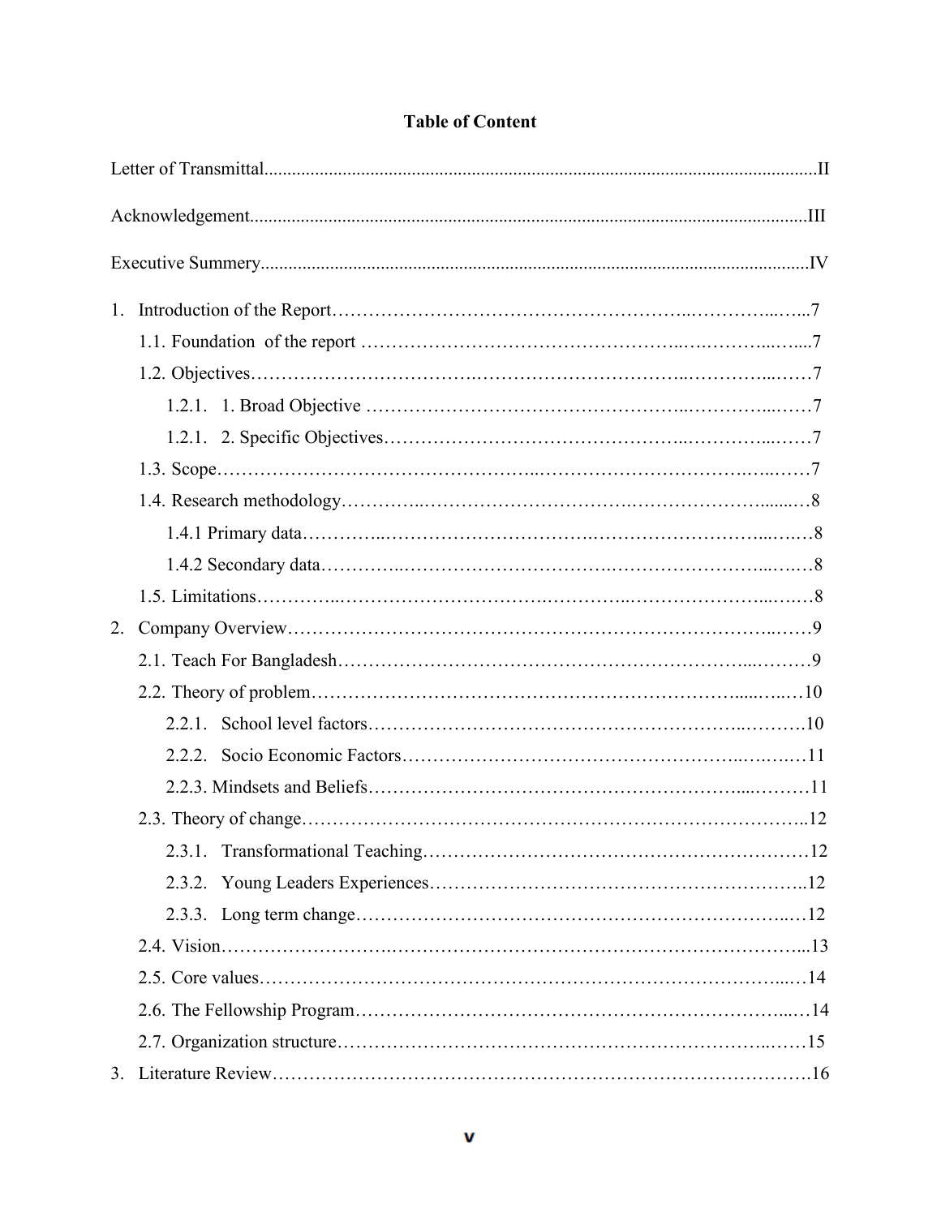**Table of Content**

Letter of Transmittal......................................................................................................................II

Acknowledgement........................................................................................................................III

Executive Summery.......................................................................................................................IV

1. Introduction of the Report……………………………………………………..…………...…...7
    - 1.1. Foundation of the report …………………………………………..….………...…....7
    - 1.2. Objectives…………………………………………………………..…………...……7
        - 1.2.1. 1. Broad Objective ………………………………………..…………...……7
        - 1.2.1. 2. Specific Objectives………………………………………..…………...……7
    - 1.3. Scope…………………………………………..……………………………….…..……7
    - 1.4. Research methodology…………..……………………………..……………………......…8
        - 1.4.1 Primary data…………..……………………………..…………………………...….…8
        - 1.4.2 Secondary data…………..……………………………..…………………………...….…8
    - 1.5. Limitations…………..……………………………..…………..……………………...….…8
2. Company Overview……………………………………………………………………..……9
    - 2.1. Teach For Bangladesh………………………………………………………...………9
    - 2.2. Theory of problem…………………………………………………………......…...…10
        - 2.2.1. School level factors……………………………………………………..……….10
        - 2.2.2. Socio Economic Factors……………………………………………..….….…11
        - 2.2.3. Mindsets and Beliefs…………………………………………………....………11
    - 2.3. Theory of change……………………………………………………………………..12
        - 2.3.1. Transformational Teaching……………………………………………………12
        - 2.3.2. Young Leaders Experiences……………………………………………………..12
        - 2.3.3. Long term change……………………………………………………………...…12
    - 2.4. Vision……………………………………………………………………………...13
    - 2.5. Core values………………………………………………………………………....…14
    - 2.6. The Fellowship Program…………………………………………………………...…14
    - 2.7. Organization structure……………………………………………………………..……15
3. Literature Review………………………………………………………………………….16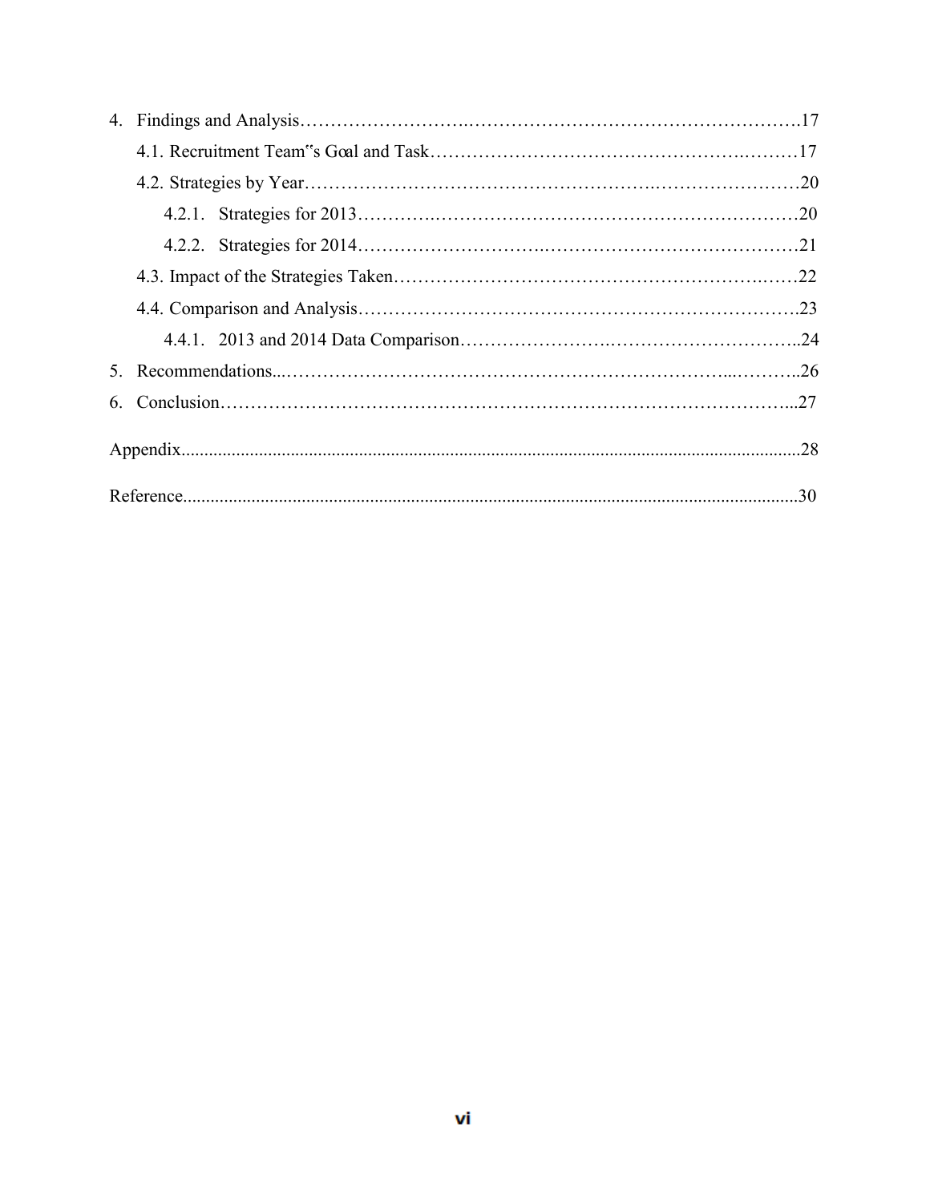4. Findings and Analysis……………………….……………………….…………………….17
   - 4.1. Recruitment Team"s Goal and Task…………………………………………….………17
   - 4.2. Strategies by Year………………………………………………….……………………20
     - 4.2.1. Strategies for 2013………….………………………………………………………20
     - 4.2.2. Strategies for 2014……………………….………………………………………21
   - 4.3. Impact of the Strategies Taken……………………………….……………………….……22
   - 4.4. Comparison and Analysis……………………………………………………………….23
     - 4.4.1. 2013 and 2014 Data Comparison…………………….………………………..24
5. Recommendations..……………………………………………………………...………..26
6. Conclusion…………………………………………………………………………………...27

Appendix........................................................................................................................28

Reference........................................................................................................................30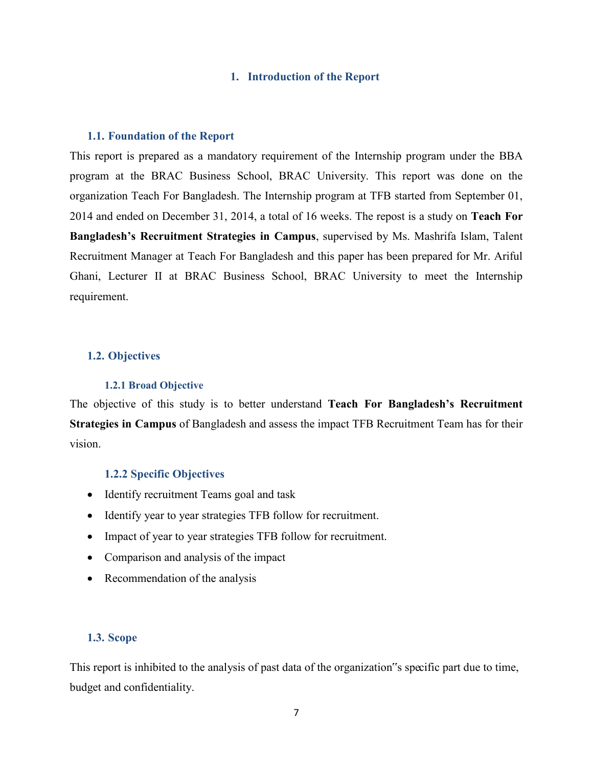# 1. Introduction of the Report

## 1.1. Foundation of the Report

This report is prepared as a mandatory requirement of the Internship program under the BBA program at the BRAC Business School, BRAC University. This report was done on the organization Teach For Bangladesh. The Internship program at TFB started from September 01, 2014 and ended on December 31, 2014, a total of 16 weeks. The repost is a study on **Teach For Bangladesh's Recruitment Strategies in Campus**, supervised by Ms. Mashrifa Islam, Talent Recruitment Manager at Teach For Bangladesh and this paper has been prepared for Mr. Ariful Ghani, Lecturer II at BRAC Business School, BRAC University to meet the Internship requirement.

## 1.2. Objectives

### 1.2.1 Broad Objective

The objective of this study is to better understand **Teach For Bangladesh's Recruitment Strategies in Campus** of Bangladesh and assess the impact TFB Recruitment Team has for their vision.

### 1.2.2 Specific Objectives

- Identify recruitment Teams goal and task
- Identify year to year strategies TFB follow for recruitment.
- Impact of year to year strategies TFB follow for recruitment.
- Comparison and analysis of the impact
- Recommendation of the analysis

## 1.3. Scope

This report is inhibited to the analysis of past data of the organization‟s specific part due to time, budget and confidentiality.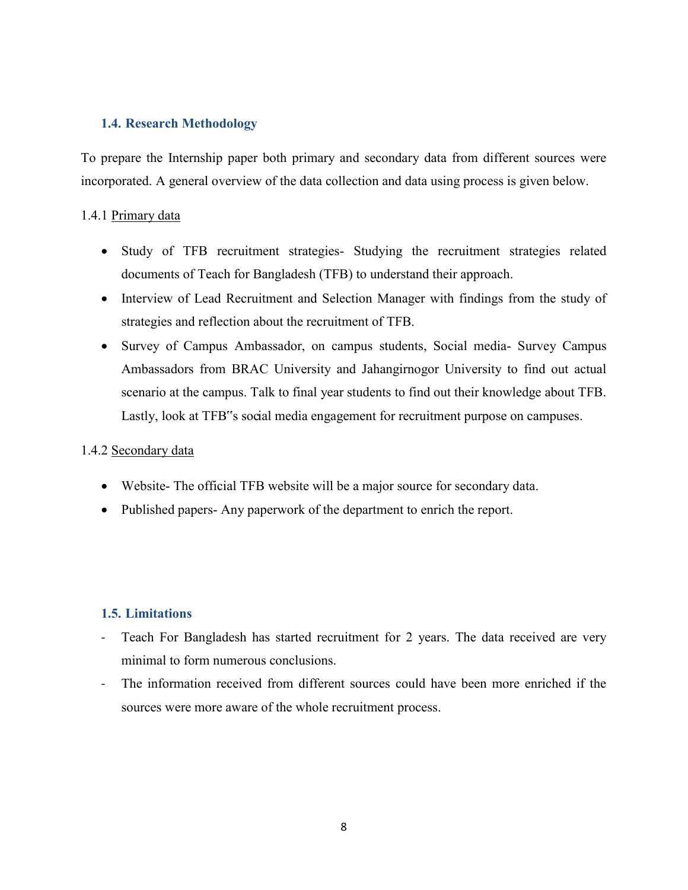### 1.4. Research Methodology

To prepare the Internship paper both primary and secondary data from different sources were incorporated. A general overview of the data collection and data using process is given below.

1.4.1 Primary data

- Study of TFB recruitment strategies- Studying the recruitment strategies related documents of Teach for Bangladesh (TFB) to understand their approach.
- Interview of Lead Recruitment and Selection Manager with findings from the study of strategies and reflection about the recruitment of TFB.
- Survey of Campus Ambassador, on campus students, Social media- Survey Campus Ambassadors from BRAC University and Jahangirnogor University to find out actual scenario at the campus. Talk to final year students to find out their knowledge about TFB. Lastly, look at TFB"s social media engagement for recruitment purpose on campuses.

1.4.2 Secondary data

- Website- The official TFB website will be a major source for secondary data.
- Published papers- Any paperwork of the department to enrich the report.

### 1.5. Limitations

- Teach For Bangladesh has started recruitment for 2 years. The data received are very minimal to form numerous conclusions.
- The information received from different sources could have been more enriched if the sources were more aware of the whole recruitment process.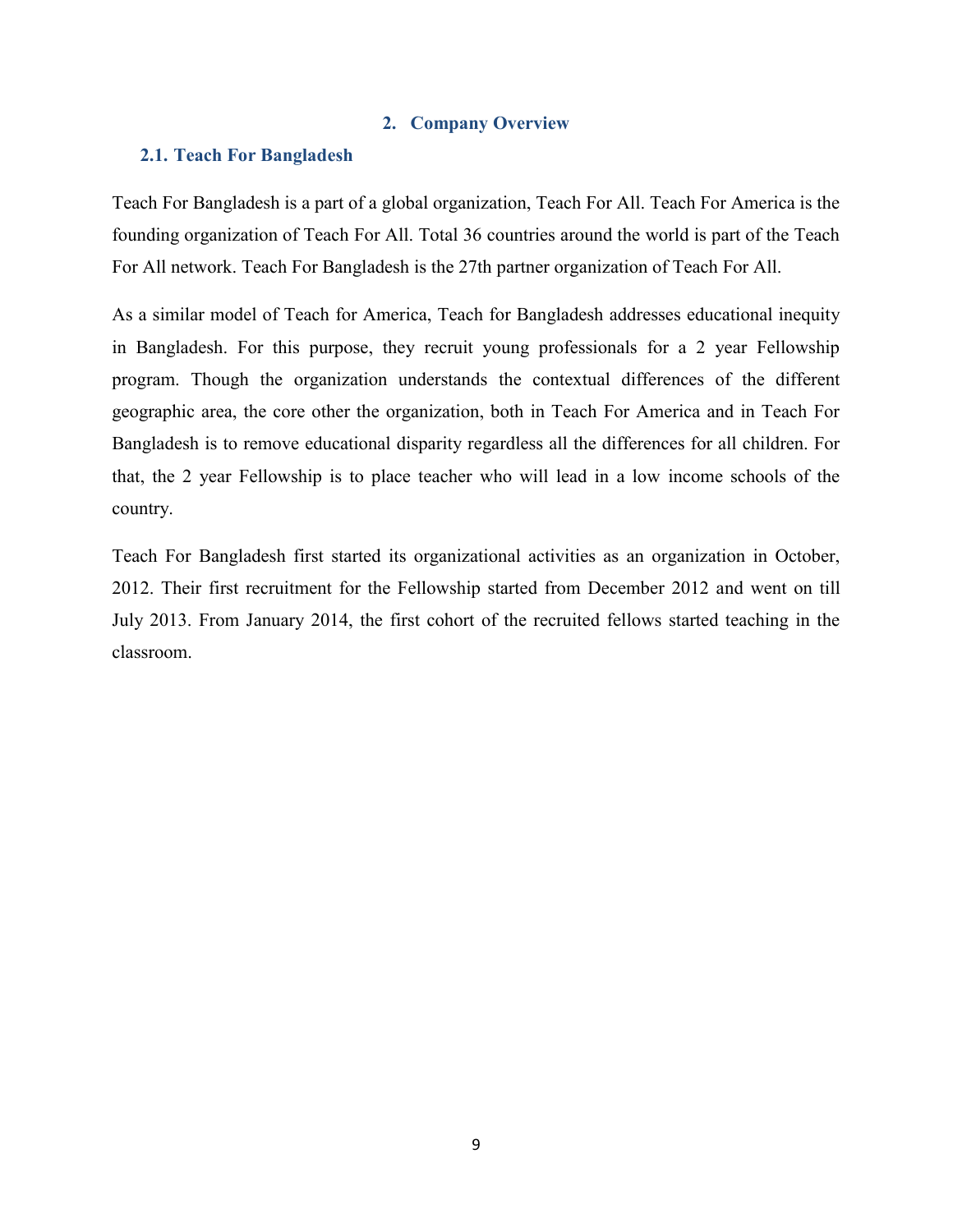## 2. Company Overview

### 2.1. Teach For Bangladesh

Teach For Bangladesh is a part of a global organization, Teach For All. Teach For America is the founding organization of Teach For All. Total 36 countries around the world is part of the Teach For All network. Teach For Bangladesh is the 27th partner organization of Teach For All.

As a similar model of Teach for America, Teach for Bangladesh addresses educational inequity in Bangladesh. For this purpose, they recruit young professionals for a 2 year Fellowship program. Though the organization understands the contextual differences of the different geographic area, the core other the organization, both in Teach For America and in Teach For Bangladesh is to remove educational disparity regardless all the differences for all children. For that, the 2 year Fellowship is to place teacher who will lead in a low income schools of the country.

Teach For Bangladesh first started its organizational activities as an organization in October, 2012. Their first recruitment for the Fellowship started from December 2012 and went on till July 2013. From January 2014, the first cohort of the recruited fellows started teaching in the classroom.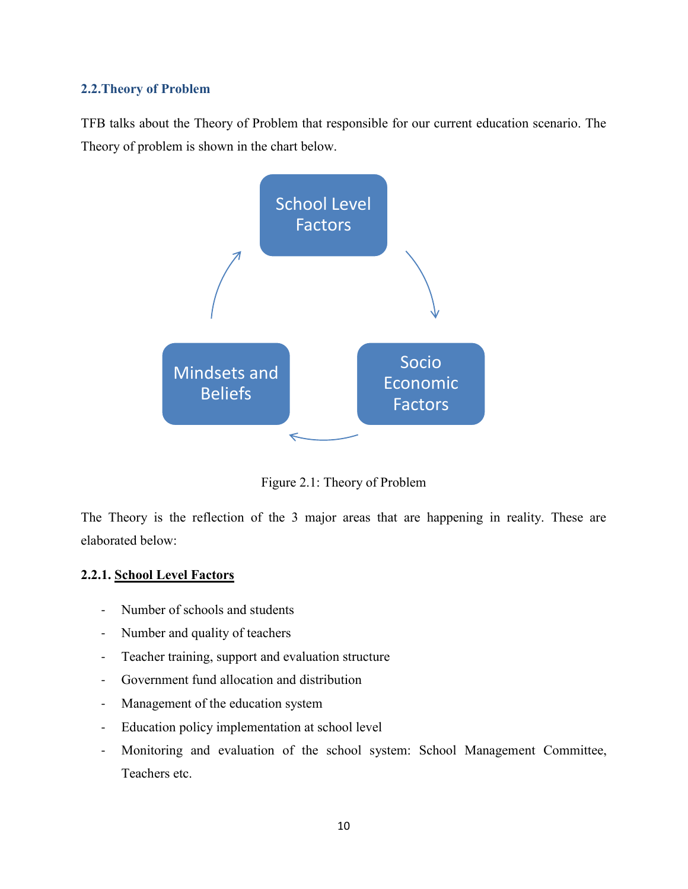## 2.2.Theory of Problem

TFB talks about the Theory of Problem that responsible for our current education scenario. The Theory of problem is shown in the chart below.

Figure 2.1: Theory of Problem

The Theory is the reflection of the 3 major areas that are happening in reality. These are elaborated below:

### 2.2.1. School Level Factors

- Number of schools and students
- Number and quality of teachers
- Teacher training, support and evaluation structure
- Government fund allocation and distribution
- Management of the education system
- Education policy implementation at school level
- Monitoring and evaluation of the school system: School Management Committee, Teachers etc.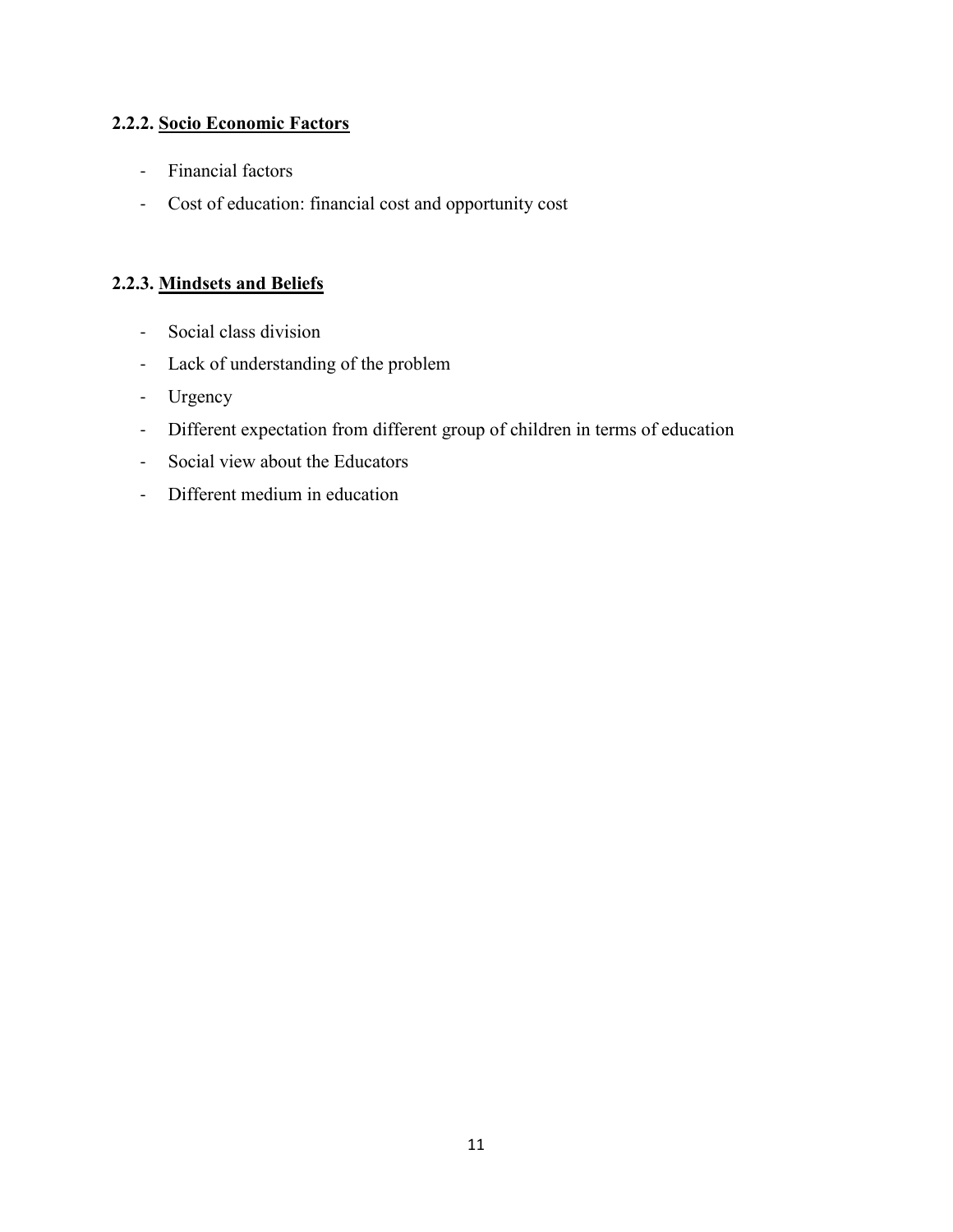### 2.2.2. Socio Economic Factors

- Financial factors
- Cost of education: financial cost and opportunity cost

### 2.2.3. Mindsets and Beliefs

- Social class division
- Lack of understanding of the problem
- Urgency
- Different expectation from different group of children in terms of education
- Social view about the Educators
- Different medium in education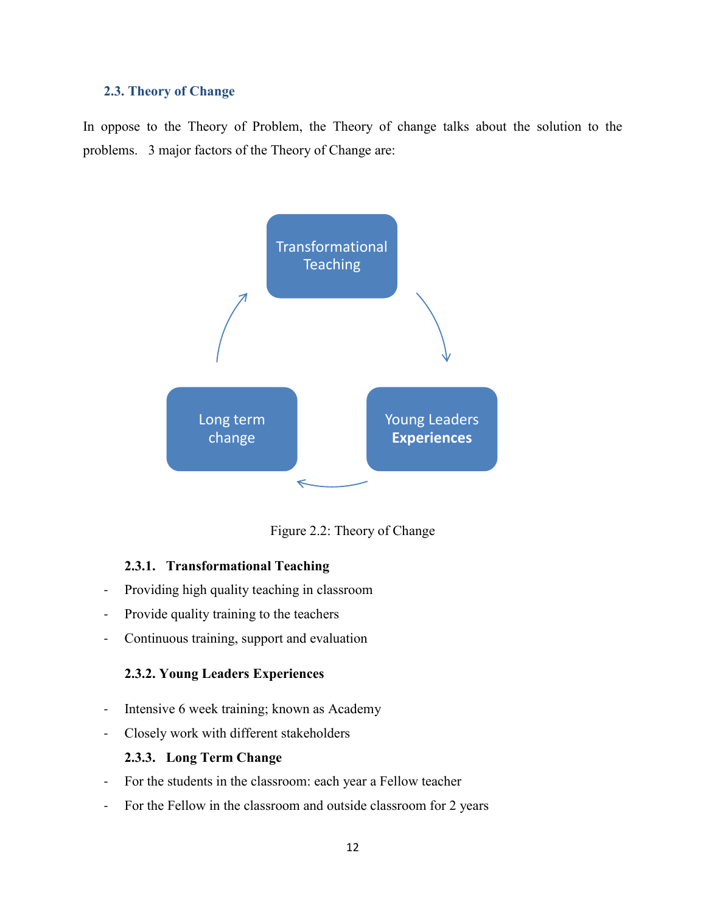## 2.3. Theory of Change

In oppose to the Theory of Problem, the Theory of change talks about the solution to the problems. 3 major factors of the Theory of Change are:

Transformational Teaching → Young Leaders **Experiences** → Long term change → Transformational Teaching

Figure 2.2: Theory of Change

### 2.3.1. Transformational Teaching

- Providing high quality teaching in classroom
- Provide quality training to the teachers
- Continuous training, support and evaluation

### 2.3.2. Young Leaders Experiences

- Intensive 6 week training; known as Academy
- Closely work with different stakeholders

### 2.3.3. Long Term Change

- For the students in the classroom: each year a Fellow teacher
- For the Fellow in the classroom and outside classroom for 2 years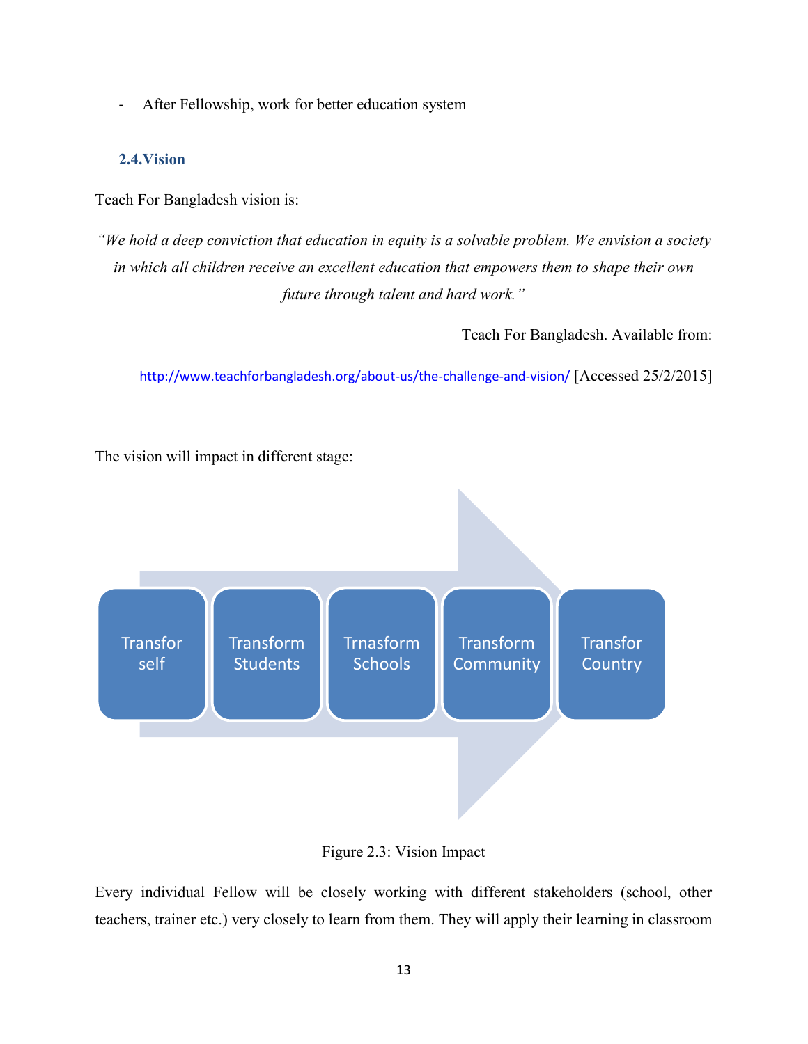- After Fellowship, work for better education system

## 2.4. Vision

Teach For Bangladesh vision is:

*"We hold a deep conviction that education in equity is a solvable problem. We envision a society in which all children receive an excellent education that empowers them to shape their own future through talent and hard work."*

Teach For Bangladesh. Available from:

http://www.teachforbangladesh.org/about-us/the-challenge-and-vision/ [Accessed 25/2/2015]

The vision will impact in different stage:

Transfor self → Transform Students → Trnasform Schools → Transform Community → Transfor Country

Figure 2.3: Vision Impact

Every individual Fellow will be closely working with different stakeholders (school, other teachers, trainer etc.) very closely to learn from them. They will apply their learning in classroom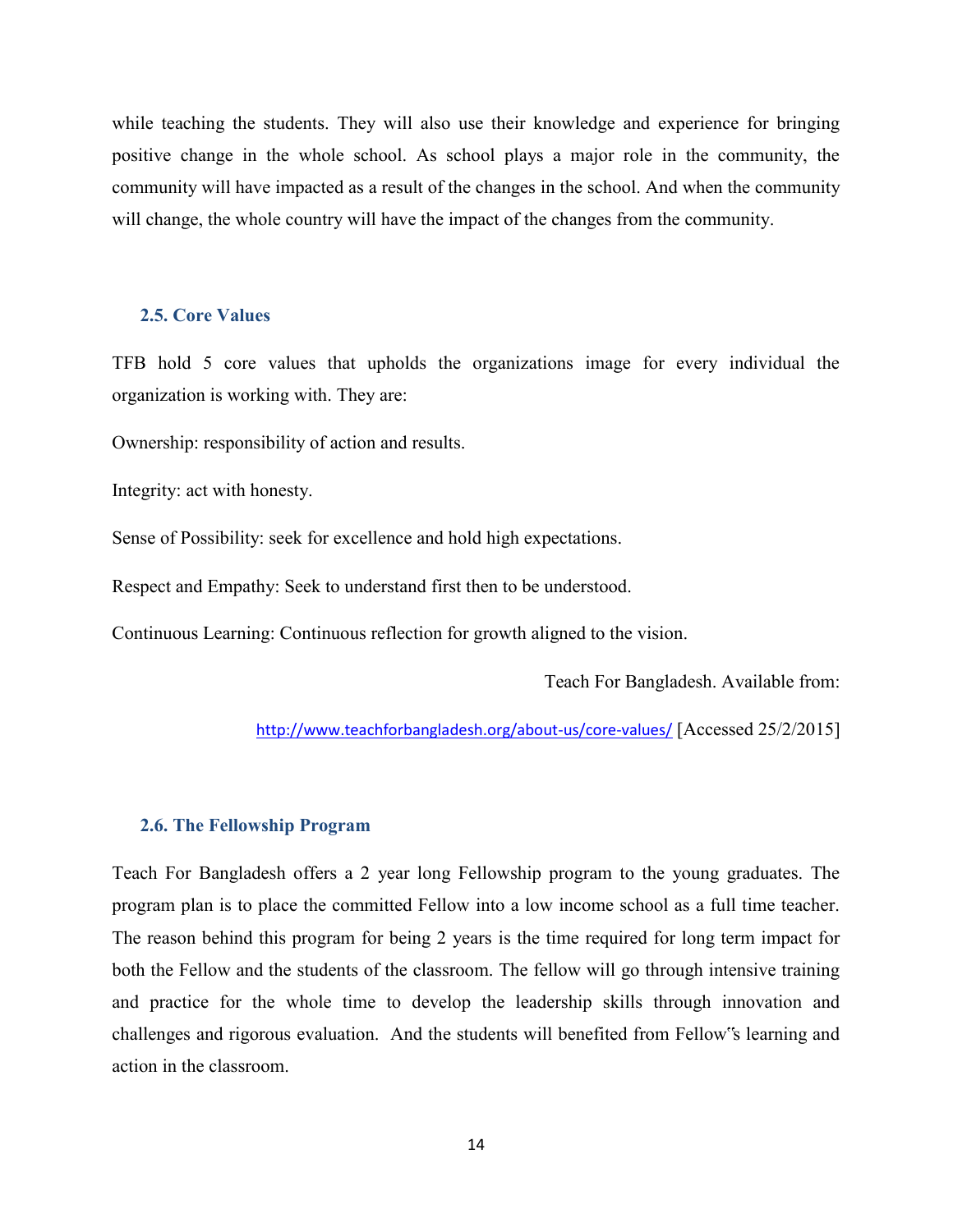while teaching the students. They will also use their knowledge and experience for bringing positive change in the whole school. As school plays a major role in the community, the community will have impacted as a result of the changes in the school. And when the community will change, the whole country will have the impact of the changes from the community.

### 2.5. Core Values

TFB hold 5 core values that upholds the organizations image for every individual the organization is working with. They are:

Ownership: responsibility of action and results.

Integrity: act with honesty.

Sense of Possibility: seek for excellence and hold high expectations.

Respect and Empathy: Seek to understand first then to be understood.

Continuous Learning: Continuous reflection for growth aligned to the vision.

Teach For Bangladesh. Available from: http://www.teachforbangladesh.org/about-us/core-values/ [Accessed 25/2/2015]

### 2.6. The Fellowship Program

Teach For Bangladesh offers a 2 year long Fellowship program to the young graduates. The program plan is to place the committed Fellow into a low income school as a full time teacher. The reason behind this program for being 2 years is the time required for long term impact for both the Fellow and the students of the classroom. The fellow will go through intensive training and practice for the whole time to develop the leadership skills through innovation and challenges and rigorous evaluation. And the students will benefited from Fellow"s learning and action in the classroom.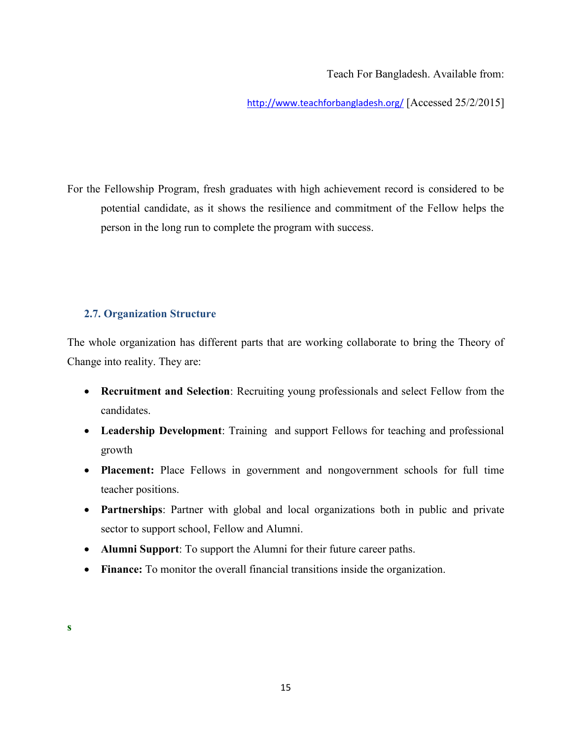Teach For Bangladesh. Available from:

http://www.teachforbangladesh.org/ [Accessed 25/2/2015]

For the Fellowship Program, fresh graduates with high achievement record is considered to be potential candidate, as it shows the resilience and commitment of the Fellow helps the person in the long run to complete the program with success.

### 2.7. Organization Structure

The whole organization has different parts that are working collaborate to bring the Theory of Change into reality. They are:

- **Recruitment and Selection**: Recruiting young professionals and select Fellow from the candidates.
- **Leadership Development**: Training and support Fellows for teaching and professional growth
- **Placement:** Place Fellows in government and nongovernment schools for full time teacher positions.
- **Partnerships**: Partner with global and local organizations both in public and private sector to support school, Fellow and Alumni.
- **Alumni Support**: To support the Alumni for their future career paths.
- **Finance:** To monitor the overall financial transitions inside the organization.

**s**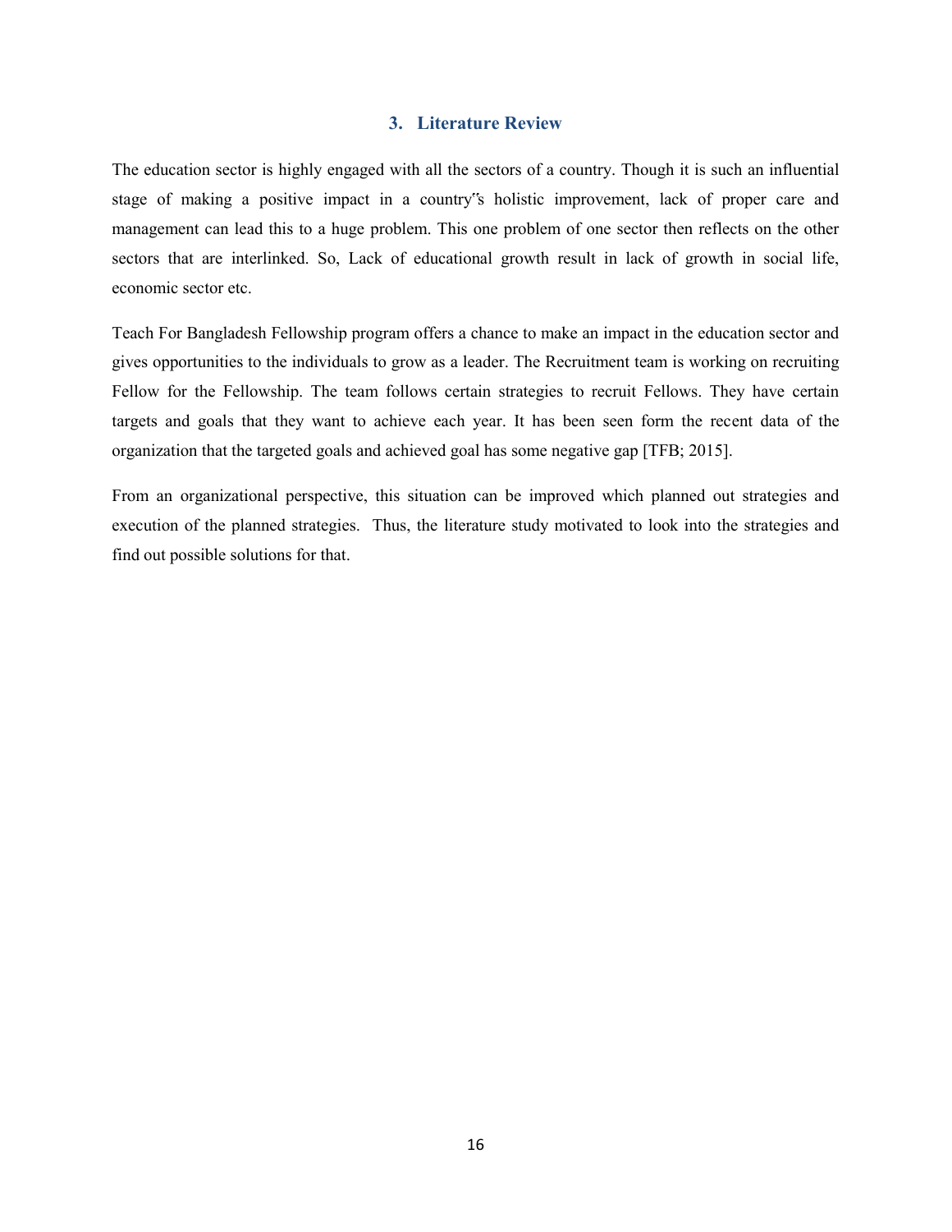## 3. Literature Review

The education sector is highly engaged with all the sectors of a country. Though it is such an influential stage of making a positive impact in a country‟s holistic improvement, lack of proper care and management can lead this to a huge problem. This one problem of one sector then reflects on the other sectors that are interlinked. So, Lack of educational growth result in lack of growth in social life, economic sector etc.

Teach For Bangladesh Fellowship program offers a chance to make an impact in the education sector and gives opportunities to the individuals to grow as a leader. The Recruitment team is working on recruiting Fellow for the Fellowship. The team follows certain strategies to recruit Fellows. They have certain targets and goals that they want to achieve each year. It has been seen form the recent data of the organization that the targeted goals and achieved goal has some negative gap [TFB; 2015].

From an organizational perspective, this situation can be improved which planned out strategies and execution of the planned strategies. Thus, the literature study motivated to look into the strategies and find out possible solutions for that.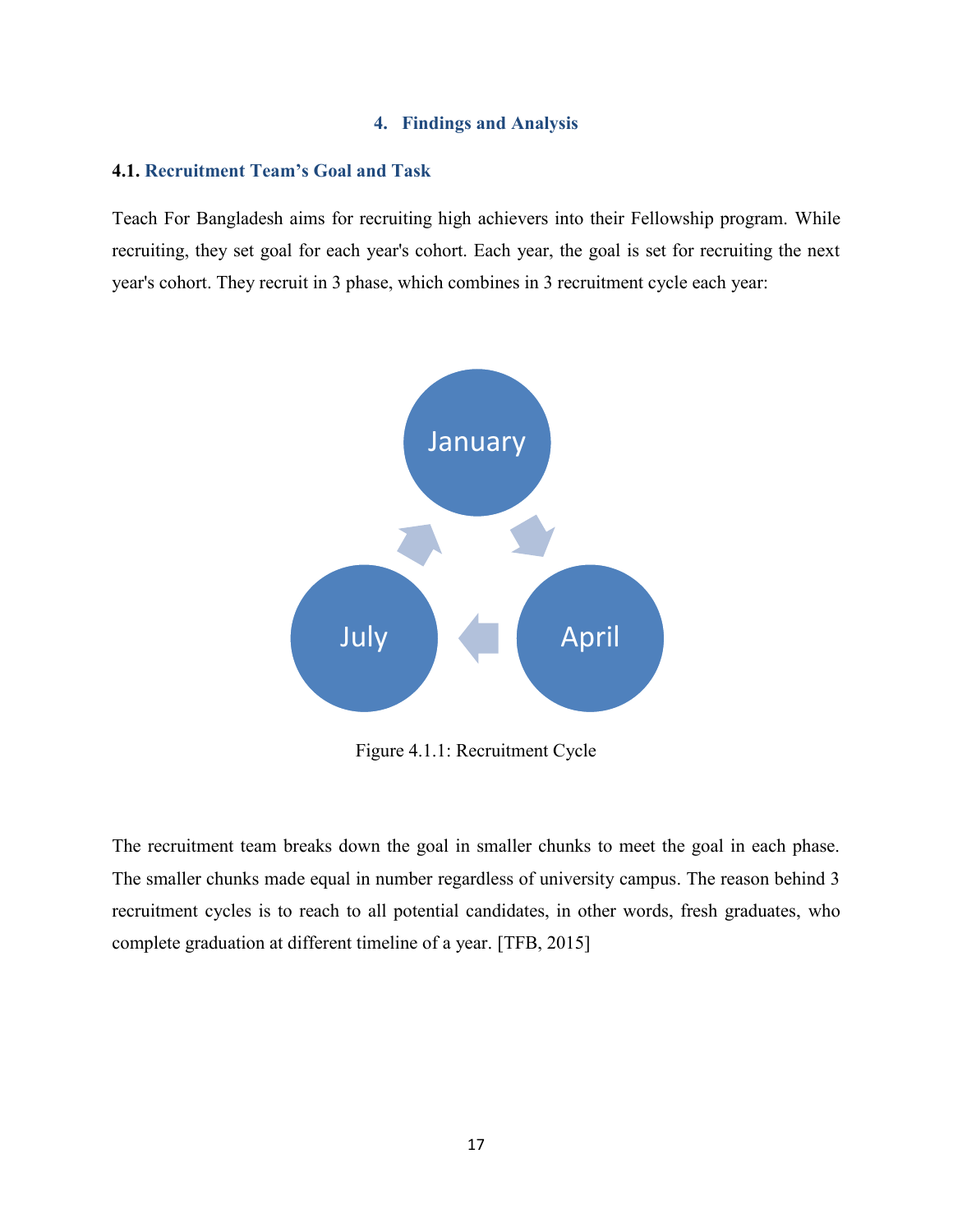## 4. Findings and Analysis

### 4.1. Recruitment Team's Goal and Task

Teach For Bangladesh aims for recruiting high achievers into their Fellowship program. While recruiting, they set goal for each year's cohort. Each year, the goal is set for recruiting the next year's cohort. They recruit in 3 phase, which combines in 3 recruitment cycle each year:

January

April

July

Figure 4.1.1: Recruitment Cycle

The recruitment team breaks down the goal in smaller chunks to meet the goal in each phase. The smaller chunks made equal in number regardless of university campus. The reason behind 3 recruitment cycles is to reach to all potential candidates, in other words, fresh graduates, who complete graduation at different timeline of a year. [TFB, 2015]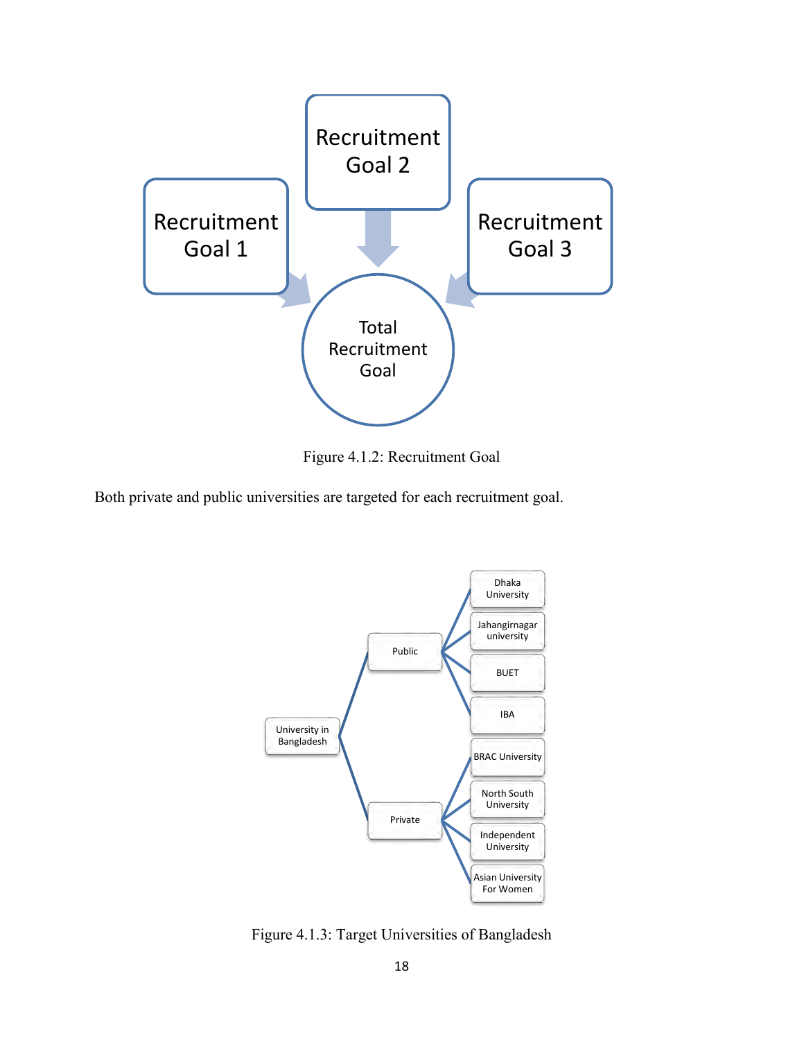Recruitment Goal 1

Recruitment Goal 2

Recruitment Goal 3

Total Recruitment Goal

Figure 4.1.2: Recruitment Goal

Both private and public universities are targeted for each recruitment goal.

- University in Bangladesh
  - Public
    - Dhaka University
    - Jahangirnagar university
    - BUET
    - IBA
  - Private
    - BRAC University
    - North South University
    - Independent University
    - Asian University For Women

Figure 4.1.3: Target Universities of Bangladesh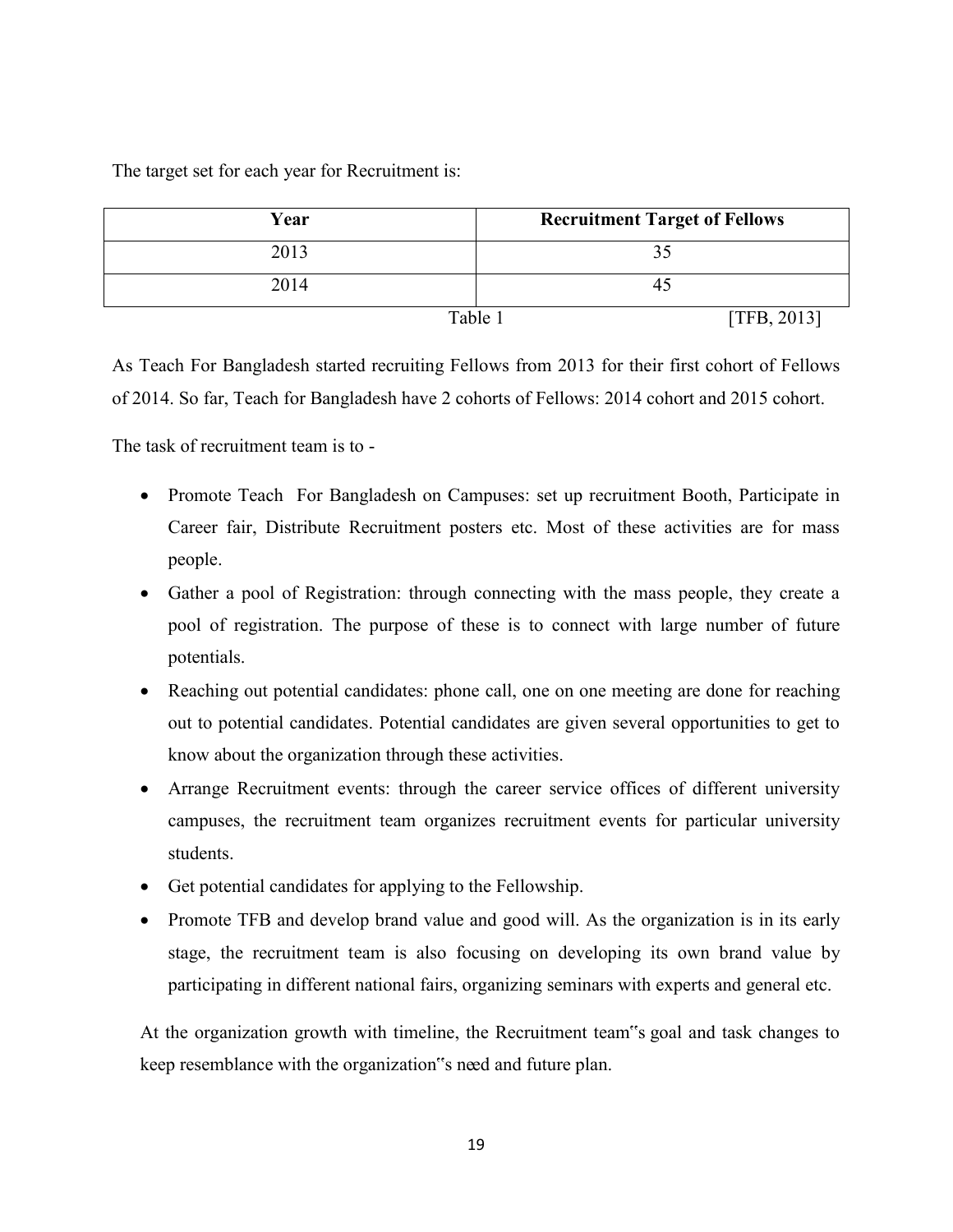The target set for each year for Recruitment is:

| Year | Recruitment Target of Fellows |
|---|---|
| 2013 | 35 |
| 2014 | 45 |

Table 1 [TFB, 2013]

As Teach For Bangladesh started recruiting Fellows from 2013 for their first cohort of Fellows of 2014. So far, Teach for Bangladesh have 2 cohorts of Fellows: 2014 cohort and 2015 cohort.

The task of recruitment team is to -

- Promote Teach For Bangladesh on Campuses: set up recruitment Booth, Participate in Career fair, Distribute Recruitment posters etc. Most of these activities are for mass people.
- Gather a pool of Registration: through connecting with the mass people, they create a pool of registration. The purpose of these is to connect with large number of future potentials.
- Reaching out potential candidates: phone call, one on one meeting are done for reaching out to potential candidates. Potential candidates are given several opportunities to get to know about the organization through these activities.
- Arrange Recruitment events: through the career service offices of different university campuses, the recruitment team organizes recruitment events for particular university students.
- Get potential candidates for applying to the Fellowship.
- Promote TFB and develop brand value and good will. As the organization is in its early stage, the recruitment team is also focusing on developing its own brand value by participating in different national fairs, organizing seminars with experts and general etc.

At the organization growth with timeline, the Recruitment team"s goal and task changes to keep resemblance with the organization"s need and future plan.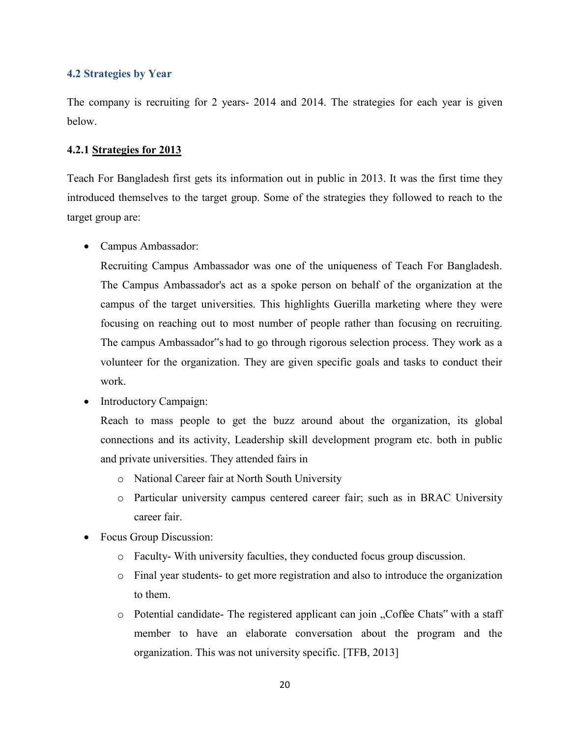### 4.2 Strategies by Year

The company is recruiting for 2 years- 2014 and 2014. The strategies for each year is given below.

#### 4.2.1 <u>Strategies for 2013</u>

Teach For Bangladesh first gets its information out in public in 2013. It was the first time they introduced themselves to the target group. Some of the strategies they followed to reach to the target group are:

- Campus Ambassador:

  Recruiting Campus Ambassador was one of the uniqueness of Teach For Bangladesh. The Campus Ambassador's act as a spoke person on behalf of the organization at the campus of the target universities. This highlights Guerilla marketing where they were focusing on reaching out to most number of people rather than focusing on recruiting. The campus Ambassador‟s had to go through rigorous selection process. They work as a volunteer for the organization. They are given specific goals and tasks to conduct their work.

- Introductory Campaign:

  Reach to mass people to get the buzz around about the organization, its global connections and its activity, Leadership skill development program etc. both in public and private universities. They attended fairs in

  - National Career fair at North South University
  - Particular university campus centered career fair; such as in BRAC University career fair.

- Focus Group Discussion:
  - Faculty- With university faculties, they conducted focus group discussion.
  - Final year students- to get more registration and also to introduce the organization to them.
  - Potential candidate- The registered applicant can join „Coffee Chats‟ with a staff member to have an elaborate conversation about the program and the organization. This was not university specific. [TFB, 2013]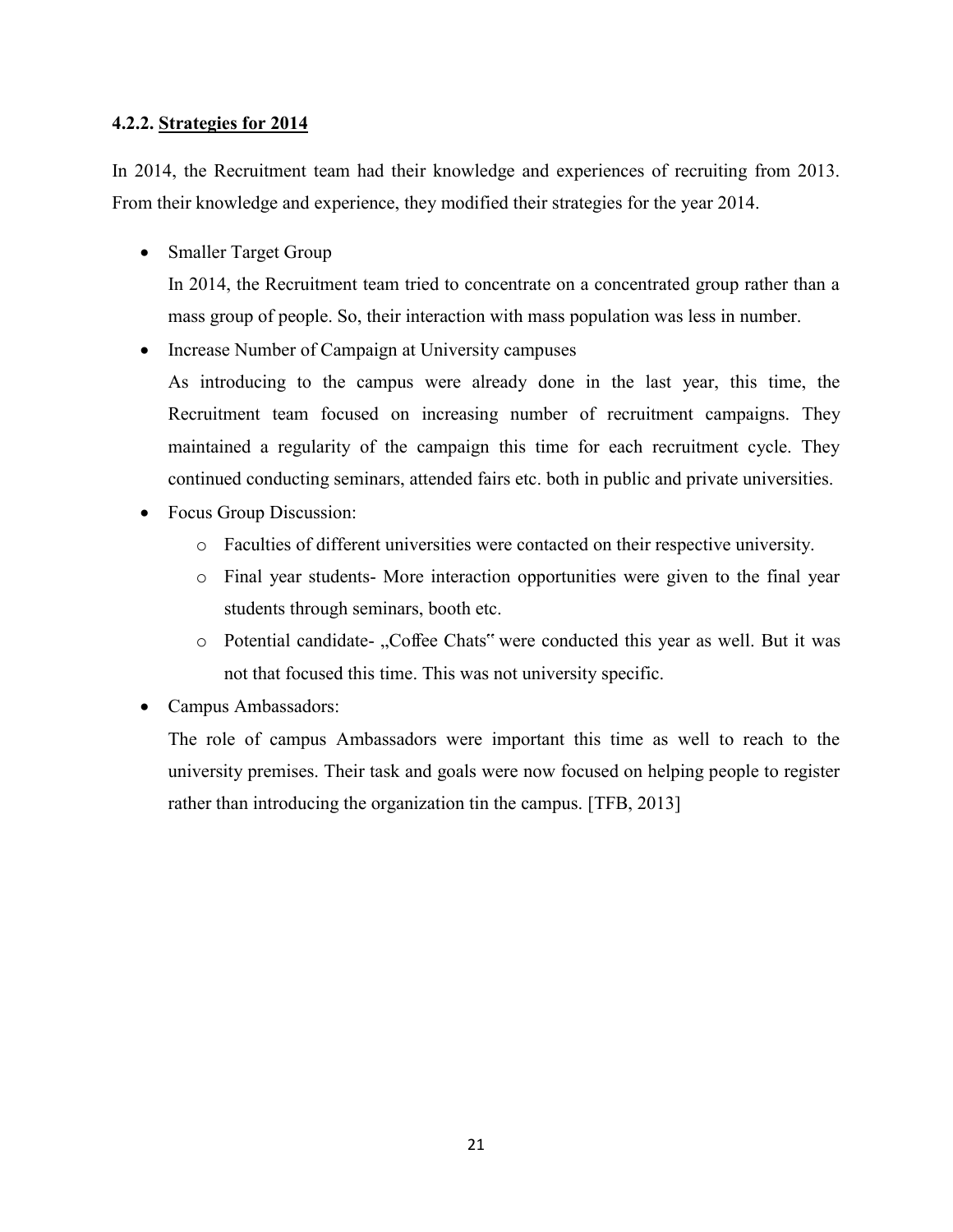#### 4.2.2. <u>Strategies for 2014</u>

In 2014, the Recruitment team had their knowledge and experiences of recruiting from 2013. From their knowledge and experience, they modified their strategies for the year 2014.

- Smaller Target Group

  In 2014, the Recruitment team tried to concentrate on a concentrated group rather than a mass group of people. So, their interaction with mass population was less in number.

- Increase Number of Campaign at University campuses

  As introducing to the campus were already done in the last year, this time, the Recruitment team focused on increasing number of recruitment campaigns. They maintained a regularity of the campaign this time for each recruitment cycle. They continued conducting seminars, attended fairs etc. both in public and private universities.

- Focus Group Discussion:
  - Faculties of different universities were contacted on their respective university.
  - Final year students- More interaction opportunities were given to the final year students through seminars, booth etc.
  - Potential candidate- „Coffee Chats" were conducted this year as well. But it was not that focused this time. This was not university specific.

- Campus Ambassadors:

  The role of campus Ambassadors were important this time as well to reach to the university premises. Their task and goals were now focused on helping people to register rather than introducing the organization tin the campus. [TFB, 2013]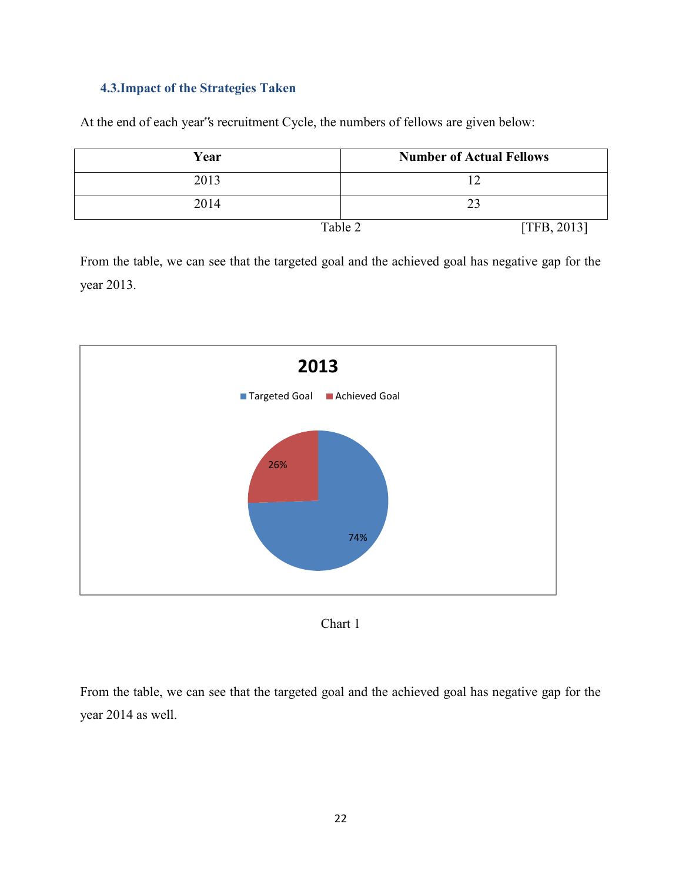### 4.3. Impact of the Strategies Taken

At the end of each year˝s recruitment Cycle, the numbers of fellows are given below:

| Year | Number of Actual Fellows |
|---|---|
| 2013 | 12 |
| 2014 | 23 |

Table 2 [TFB, 2013]

From the table, we can see that the targeted goal and the achieved goal has negative gap for the year 2013.

**2013**

Targeted Goal | Achieved Goal

26%

74%

Chart 1

From the table, we can see that the targeted goal and the achieved goal has negative gap for the year 2014 as well.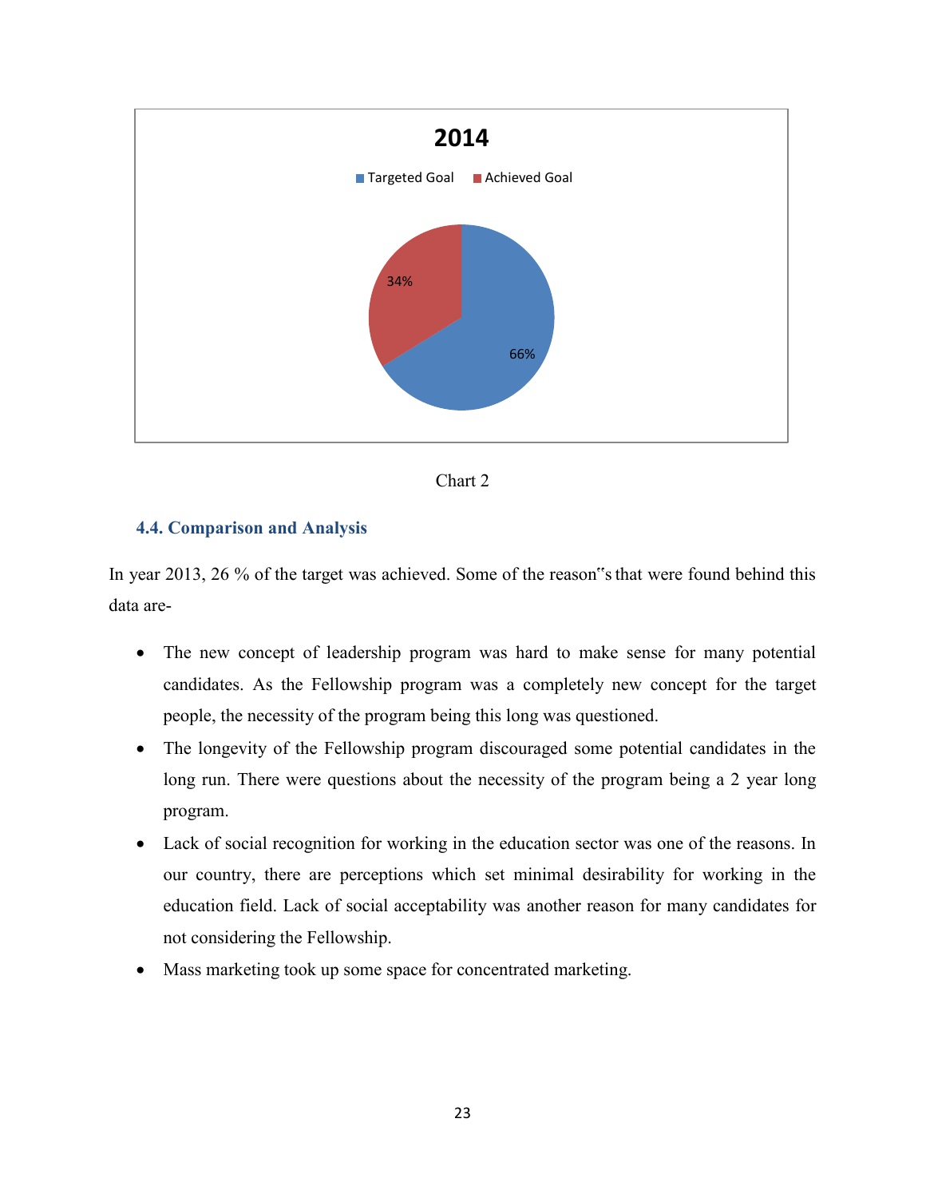2014

Targeted Goal | Achieved Goal

34%

66%

Chart 2

### 4.4. Comparison and Analysis

In year 2013, 26 % of the target was achieved. Some of the reason‟s that were found behind this data are-

- The new concept of leadership program was hard to make sense for many potential candidates. As the Fellowship program was a completely new concept for the target people, the necessity of the program being this long was questioned.
- The longevity of the Fellowship program discouraged some potential candidates in the long run. There were questions about the necessity of the program being a 2 year long program.
- Lack of social recognition for working in the education sector was one of the reasons. In our country, there are perceptions which set minimal desirability for working in the education field. Lack of social acceptability was another reason for many candidates for not considering the Fellowship.
- Mass marketing took up some space for concentrated marketing.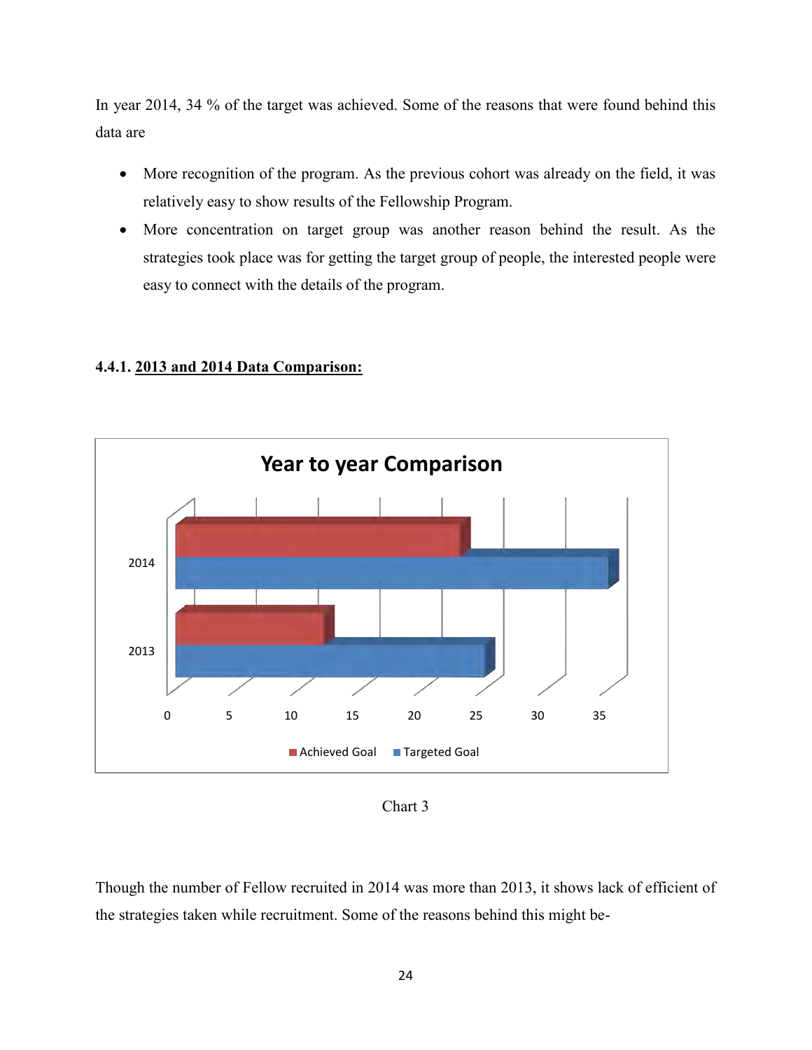In year 2014, 34 % of the target was achieved. Some of the reasons that were found behind this data are

- More recognition of the program. As the previous cohort was already on the field, it was relatively easy to show results of the Fellowship Program.
- More concentration on target group was another reason behind the result. As the strategies took place was for getting the target group of people, the interested people were easy to connect with the details of the program.

### 4.4.1. 2013 and 2014 Data Comparison:

Chart 3

Though the number of Fellow recruited in 2014 was more than 2013, it shows lack of efficient of the strategies taken while recruitment. Some of the reasons behind this might be-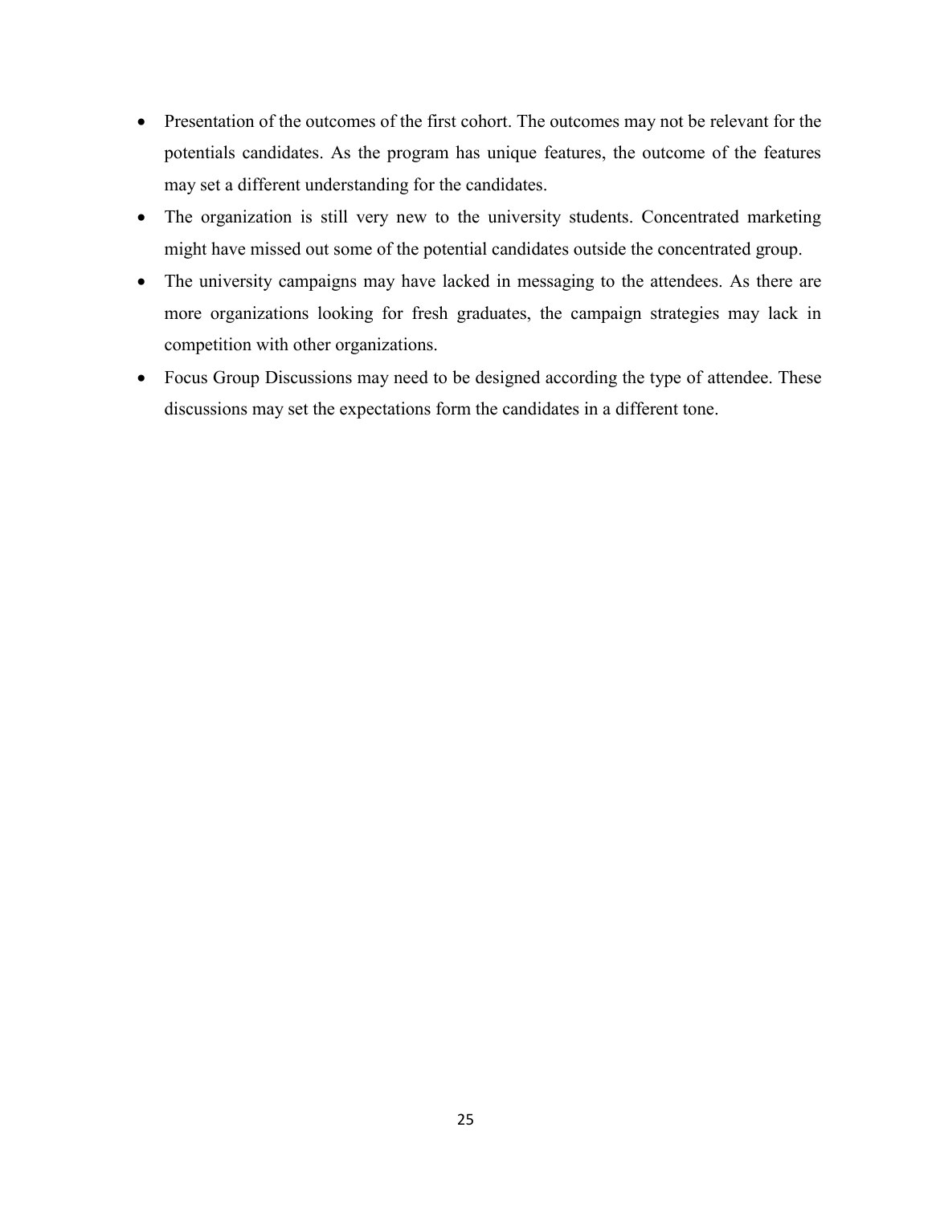- Presentation of the outcomes of the first cohort. The outcomes may not be relevant for the potentials candidates. As the program has unique features, the outcome of the features may set a different understanding for the candidates.
- The organization is still very new to the university students. Concentrated marketing might have missed out some of the potential candidates outside the concentrated group.
- The university campaigns may have lacked in messaging to the attendees. As there are more organizations looking for fresh graduates, the campaign strategies may lack in competition with other organizations.
- Focus Group Discussions may need to be designed according the type of attendee. These discussions may set the expectations form the candidates in a different tone.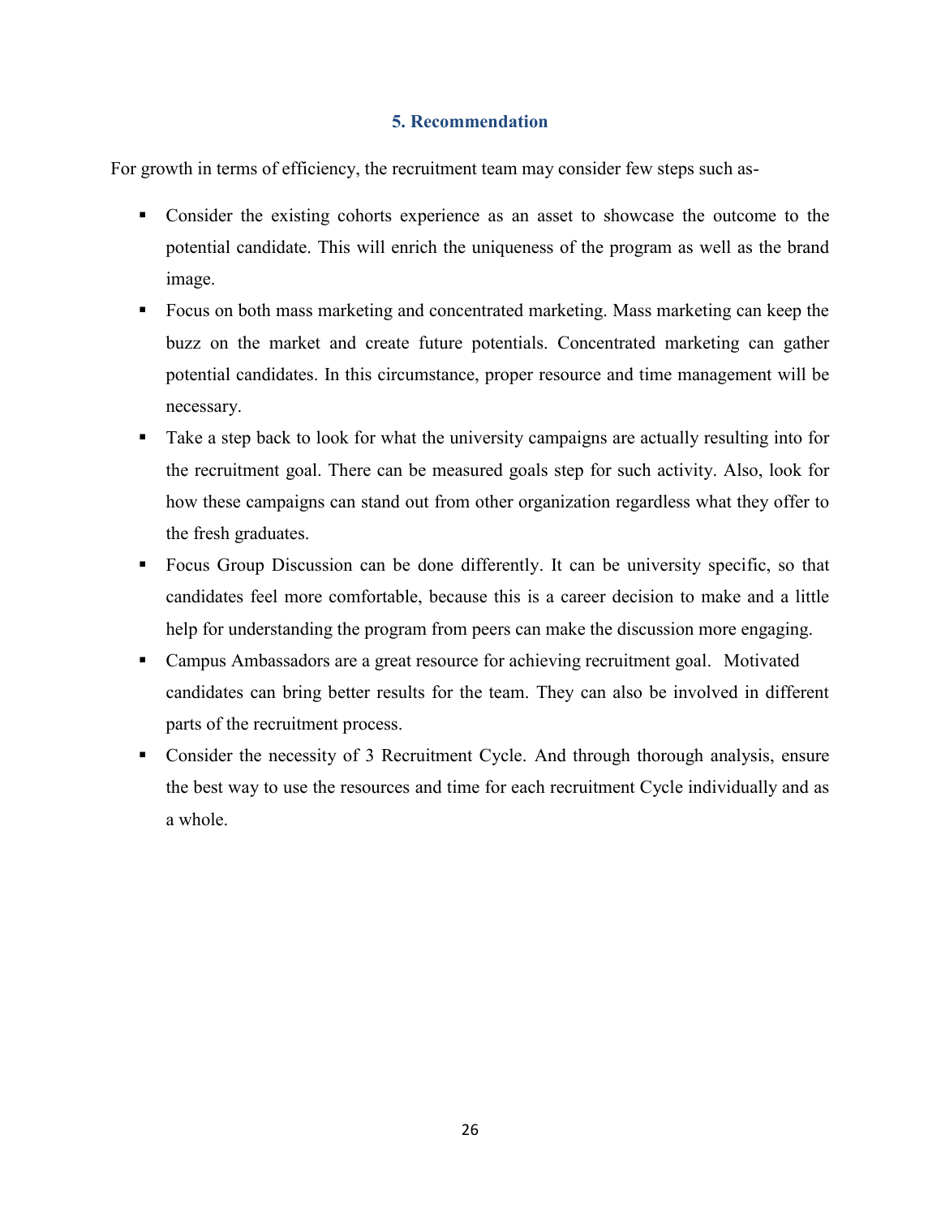## 5. Recommendation

For growth in terms of efficiency, the recruitment team may consider few steps such as-

- Consider the existing cohorts experience as an asset to showcase the outcome to the potential candidate. This will enrich the uniqueness of the program as well as the brand image.
- Focus on both mass marketing and concentrated marketing. Mass marketing can keep the buzz on the market and create future potentials. Concentrated marketing can gather potential candidates. In this circumstance, proper resource and time management will be necessary.
- Take a step back to look for what the university campaigns are actually resulting into for the recruitment goal. There can be measured goals step for such activity. Also, look for how these campaigns can stand out from other organization regardless what they offer to the fresh graduates.
- Focus Group Discussion can be done differently. It can be university specific, so that candidates feel more comfortable, because this is a career decision to make and a little help for understanding the program from peers can make the discussion more engaging.
- Campus Ambassadors are a great resource for achieving recruitment goal. Motivated candidates can bring better results for the team. They can also be involved in different parts of the recruitment process.
- Consider the necessity of 3 Recruitment Cycle. And through thorough analysis, ensure the best way to use the resources and time for each recruitment Cycle individually and as a whole.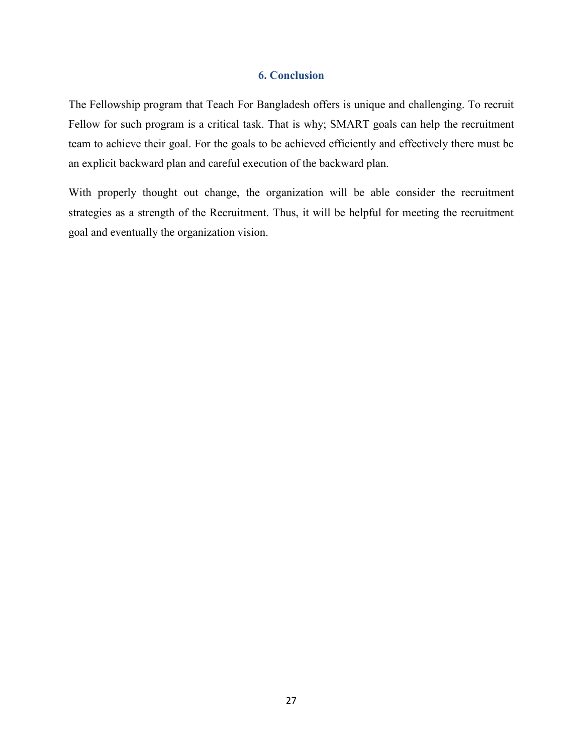## 6. Conclusion

The Fellowship program that Teach For Bangladesh offers is unique and challenging. To recruit Fellow for such program is a critical task. That is why; SMART goals can help the recruitment team to achieve their goal. For the goals to be achieved efficiently and effectively there must be an explicit backward plan and careful execution of the backward plan.

With properly thought out change, the organization will be able consider the recruitment strategies as a strength of the Recruitment. Thus, it will be helpful for meeting the recruitment goal and eventually the organization vision.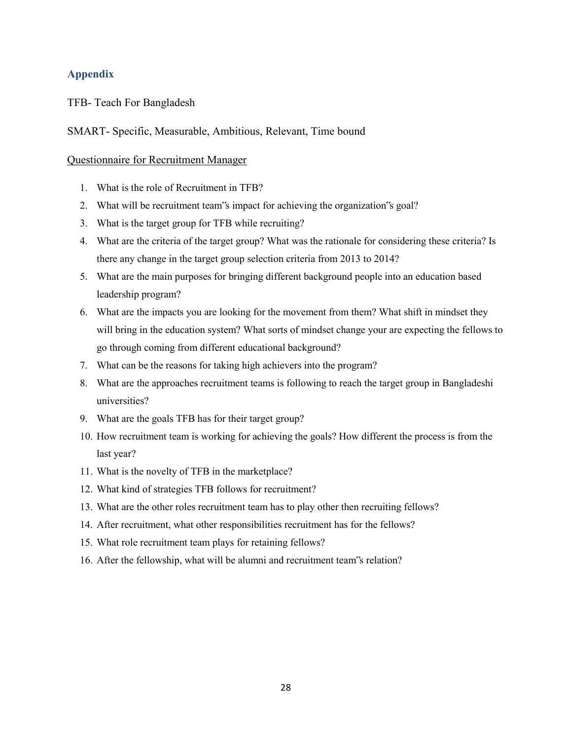## Appendix

TFB- Teach For Bangladesh

SMART- Specific, Measurable, Ambitious, Relevant, Time bound

Questionnaire for Recruitment Manager

1. What is the role of Recruitment in TFB?
2. What will be recruitment team‟s impact for achieving the organization‟s goal?
3. What is the target group for TFB while recruiting?
4. What are the criteria of the target group? What was the rationale for considering these criteria? Is there any change in the target group selection criteria from 2013 to 2014?
5. What are the main purposes for bringing different background people into an education based leadership program?
6. What are the impacts you are looking for the movement from them? What shift in mindset they will bring in the education system? What sorts of mindset change your are expecting the fellows to go through coming from different educational background?
7. What can be the reasons for taking high achievers into the program?
8. What are the approaches recruitment teams is following to reach the target group in Bangladeshi universities?
9. What are the goals TFB has for their target group?
10. How recruitment team is working for achieving the goals? How different the process is from the last year?
11. What is the novelty of TFB in the marketplace?
12. What kind of strategies TFB follows for recruitment?
13. What are the other roles recruitment team has to play other then recruiting fellows?
14. After recruitment, what other responsibilities recruitment has for the fellows?
15. What role recruitment team plays for retaining fellows?
16. After the fellowship, what will be alumni and recruitment team‟s relation?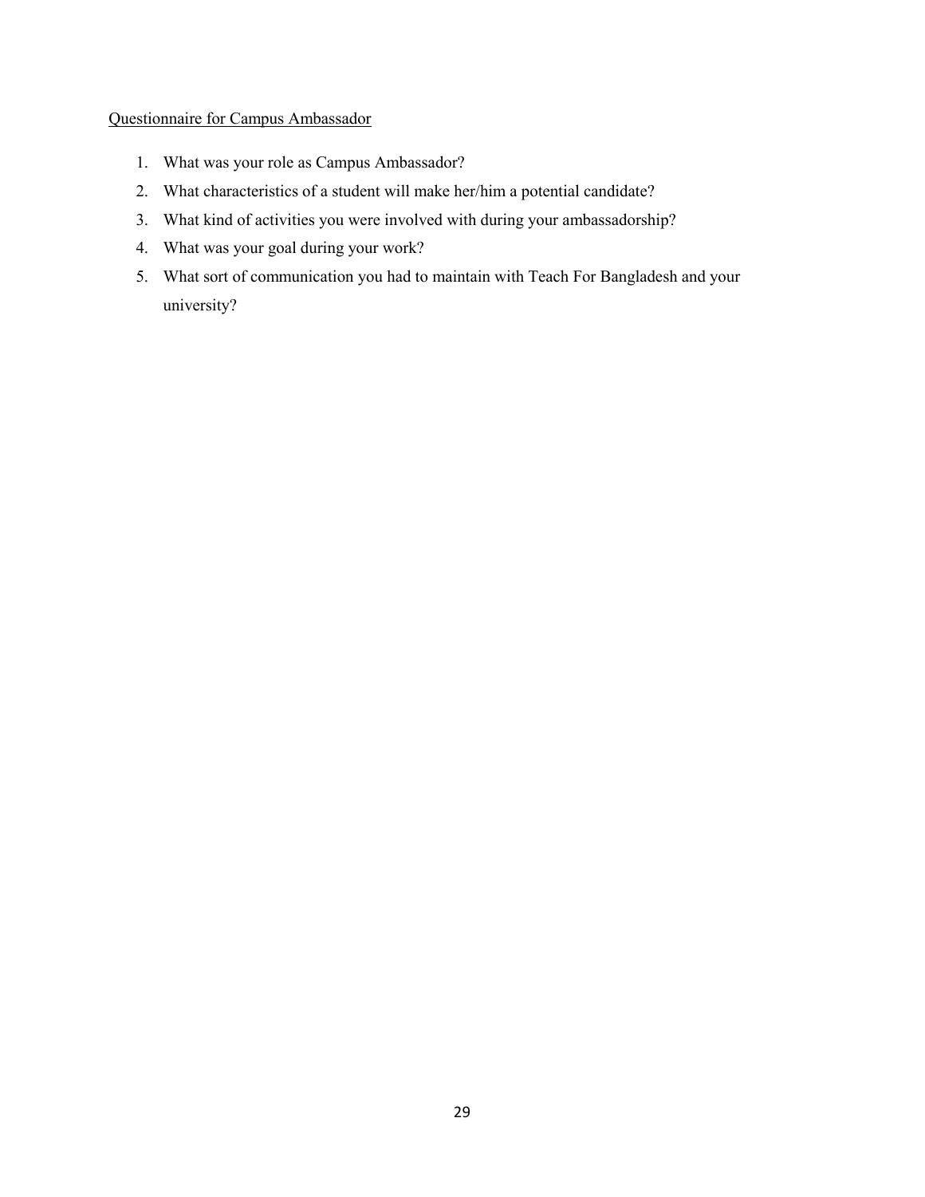<u>Questionnaire for Campus Ambassador</u>

1. What was your role as Campus Ambassador?
2. What characteristics of a student will make her/him a potential candidate?
3. What kind of activities you were involved with during your ambassadorship?
4. What was your goal during your work?
5. What sort of communication you had to maintain with Teach For Bangladesh and your university?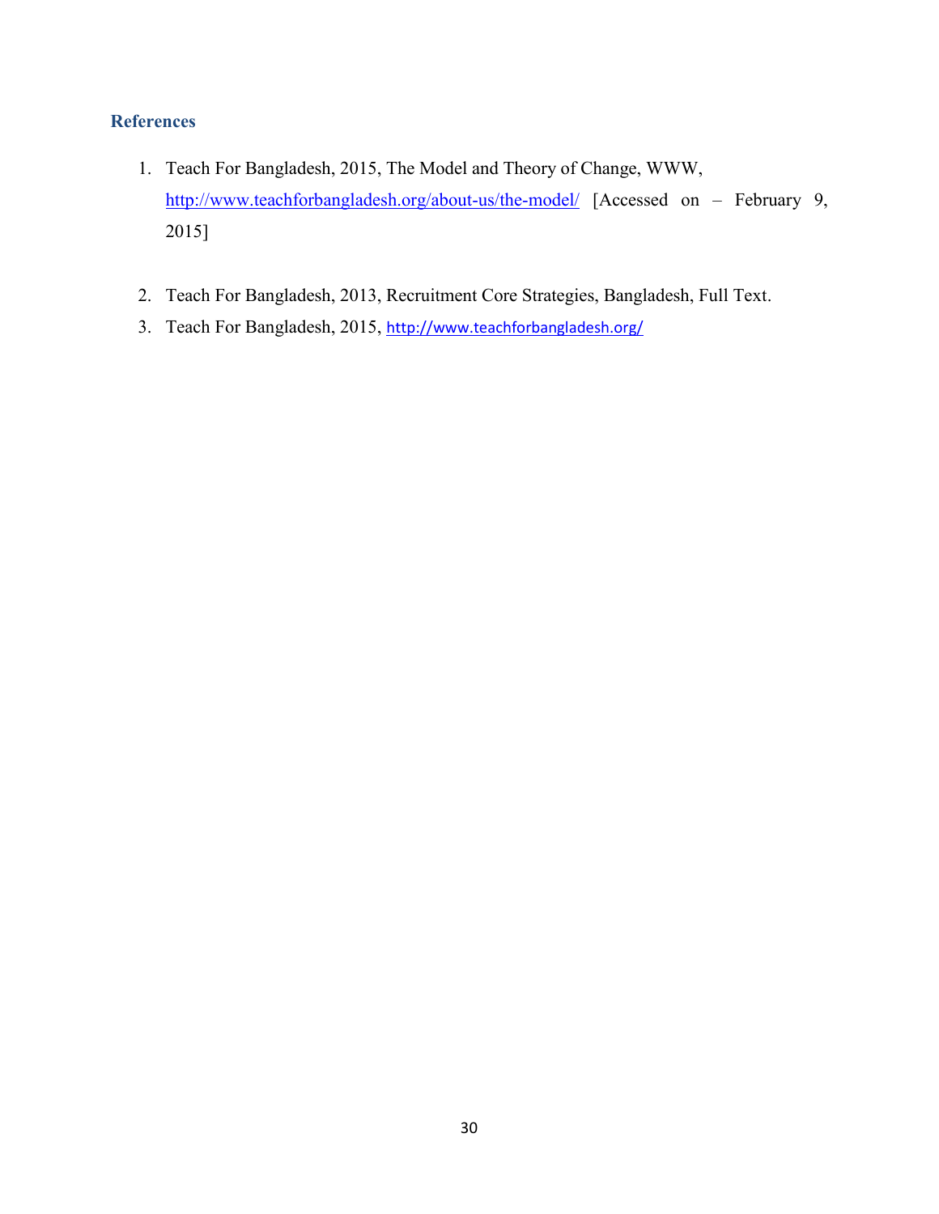## References

1. Teach For Bangladesh, 2015, The Model and Theory of Change, WWW, http://www.teachforbangladesh.org/about-us/the-model/ [Accessed on – February 9, 2015]

2. Teach For Bangladesh, 2013, Recruitment Core Strategies, Bangladesh, Full Text.
3. Teach For Bangladesh, 2015, http://www.teachforbangladesh.org/